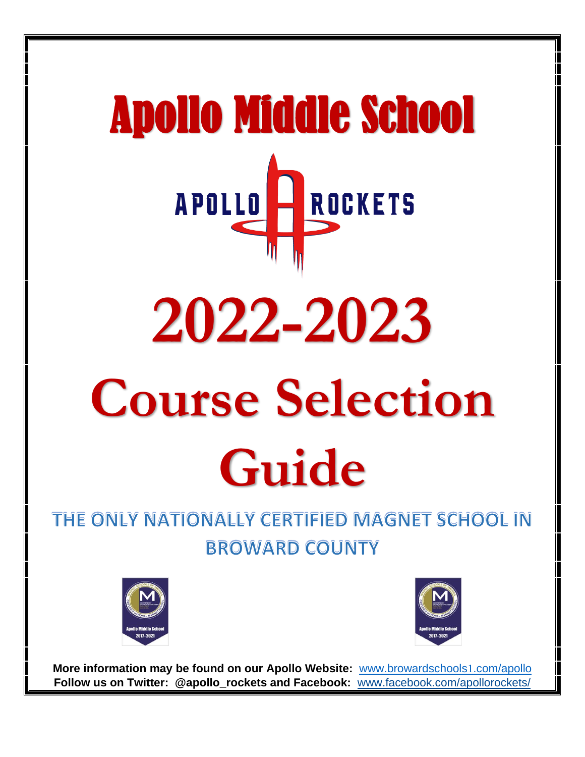# Apollo Middle School

APOLLO ROCKETS

# 2022-2023

# Course Selection Guide

## THE ONLY NATIONALLY CERTIFIED MAGNET SCHOOL IN BROWARD COUNTY

**More information may be found on our Apollo Website:** www.browardschools1.com/apollo
**Follow us on Twitter: @apollo_rockets and Facebook:** www.facebook.com/apollorockets/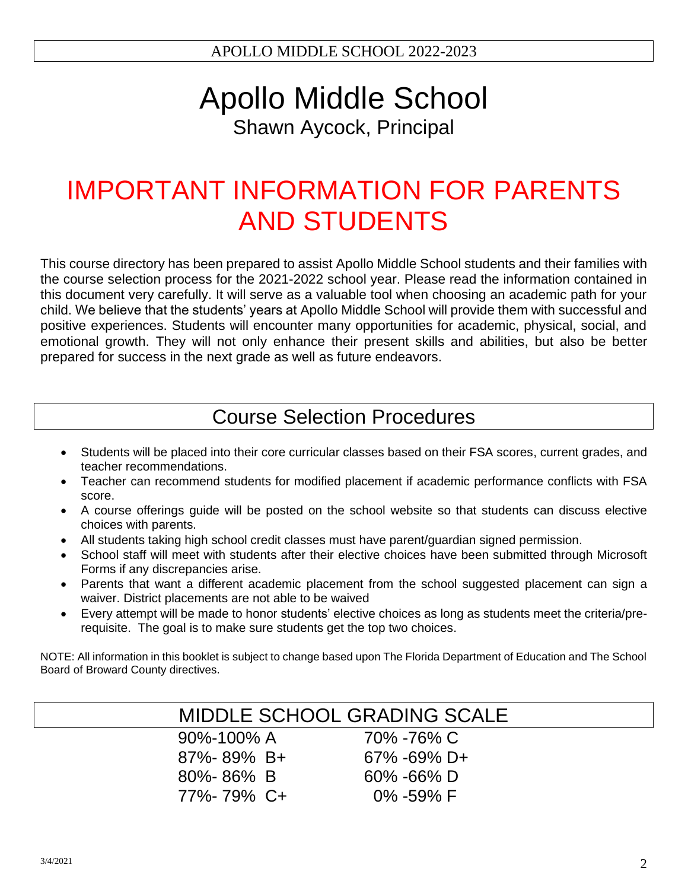# Apollo Middle School

Shawn Aycock, Principal

# IMPORTANT INFORMATION FOR PARENTS AND STUDENTS

This course directory has been prepared to assist Apollo Middle School students and their families with the course selection process for the 2021-2022 school year. Please read the information contained in this document very carefully. It will serve as a valuable tool when choosing an academic path for your child. We believe that the students' years at Apollo Middle School will provide them with successful and positive experiences. Students will encounter many opportunities for academic, physical, social, and emotional growth. They will not only enhance their present skills and abilities, but also be better prepared for success in the next grade as well as future endeavors.

## Course Selection Procedures

- Students will be placed into their core curricular classes based on their FSA scores, current grades, and teacher recommendations.
- Teacher can recommend students for modified placement if academic performance conflicts with FSA score.
- A course offerings guide will be posted on the school website so that students can discuss elective choices with parents.
- All students taking high school credit classes must have parent/guardian signed permission.
- School staff will meet with students after their elective choices have been submitted through Microsoft Forms if any discrepancies arise.
- Parents that want a different academic placement from the school suggested placement can sign a waiver. District placements are not able to be waived
- Every attempt will be made to honor students' elective choices as long as students meet the criteria/pre-requisite. The goal is to make sure students get the top two choices.

NOTE: All information in this booklet is subject to change based upon The Florida Department of Education and The School Board of Broward County directives.

## MIDDLE SCHOOL GRADING SCALE

| | |
|---|---|
| 90%-100% A | 70% -76% C |
| 87%- 89% B+ | 67% -69% D+ |
| 80%- 86% B | 60% -66% D |
| 77%- 79% C+ | 0% -59% F |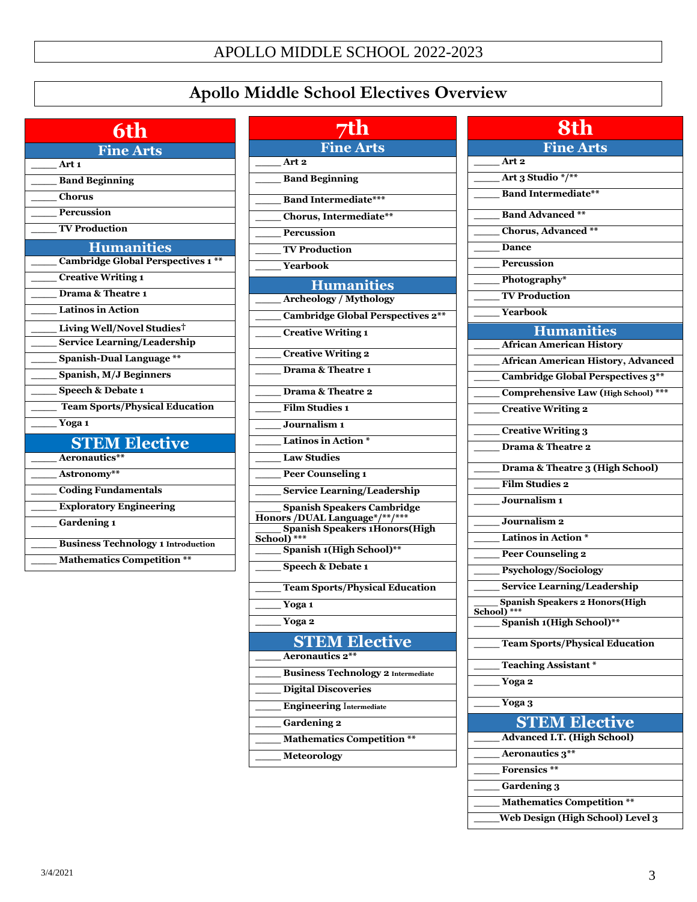APOLLO MIDDLE SCHOOL 2022-2023

# Apollo Middle School Electives Overview

## 6th

### Fine Arts

- _____ Art 1
- _____ Band Beginning
- _____ Chorus
- _____ Percussion
- _____ TV Production

### Humanities

- _____ Cambridge Global Perspectives 1 **
- _____ Creative Writing 1
- _____ Drama & Theatre 1
- _____ Latinos in Action
- _____ Living Well/Novel Studies†
- _____ Service Learning/Leadership
- _____ Spanish-Dual Language **
- _____ Spanish, M/J Beginners
- _____ Speech & Debate 1
- _____ Team Sports/Physical Education
- _____ Yoga 1

### STEM Elective

- _____ Aeronautics**
- _____ Astronomy**
- _____ Coding Fundamentals
- _____ Exploratory Engineering
- _____ Gardening 1
- _____ Business Technology 1 Introduction
- _____ Mathematics Competition **

## 7th

### Fine Arts

- _____ Art 2
- _____ Band Beginning
- _____ Band Intermediate***
- _____ Chorus, Intermediate**
- _____ Percussion
- _____ TV Production
- _____ Yearbook

### Humanities

- _____ Archeology / Mythology
- _____ Cambridge Global Perspectives 2**
- _____ Creative Writing 1
- _____ Creative Writing 2
- _____ Drama & Theatre 1
- _____ Drama & Theatre 2
- _____ Film Studies 1
- _____ Journalism 1
- _____ Latinos in Action *
- _____ Law Studies
- _____ Peer Counseling 1
- _____ Service Learning/Leadership
- _____ Spanish Speakers Cambridge Honors /DUAL Language*/**/***
- _____ Spanish Speakers 1Honors(High School) ***
- _____ Spanish 1(High School)**
- _____ Speech & Debate 1
- _____ Team Sports/Physical Education
- _____ Yoga 1
- _____ Yoga 2

### STEM Elective

- _____ Aeronautics 2**
- _____ Business Technology 2 Intermediate
- _____ Digital Discoveries
- _____ Engineering Intermediate
- _____ Gardening 2
- _____ Mathematics Competition **
- _____ Meteorology

## 8th

### Fine Arts

- _____ Art 2
- _____ Art 3 Studio */**
- _____ Band Intermediate**
- _____ Band Advanced **
- _____ Chorus, Advanced **
- _____ Dance
- _____ Percussion
- _____ Photography*
- _____ TV Production
- _____ Yearbook

### Humanities

- _____ African American History
- _____ African American History, Advanced
- _____ Cambridge Global Perspectives 3**
- _____ Comprehensive Law (High School) ***
- _____ Creative Writing 2
- _____ Creative Writing 3
- _____ Drama & Theatre 2
- _____ Drama & Theatre 3 (High School)
- _____ Film Studies 2
- _____ Journalism 1
- _____ Journalism 2
- _____ Latinos in Action *
- _____ Peer Counseling 2
- _____ Psychology/Sociology
- _____ Service Learning/Leadership
- _____ Spanish Speakers 2 Honors(High School) ***
- _____ Spanish 1(High School)**
- _____ Team Sports/Physical Education
- _____ Teaching Assistant *
- _____ Yoga 2
- _____ Yoga 3

### STEM Elective

- _____ Advanced I.T. (High School)
- _____ Aeronautics 3**
- _____ Forensics **
- _____ Gardening 3
- _____ Mathematics Competition **
- _____ Web Design (High School) Level 3

3/4/2021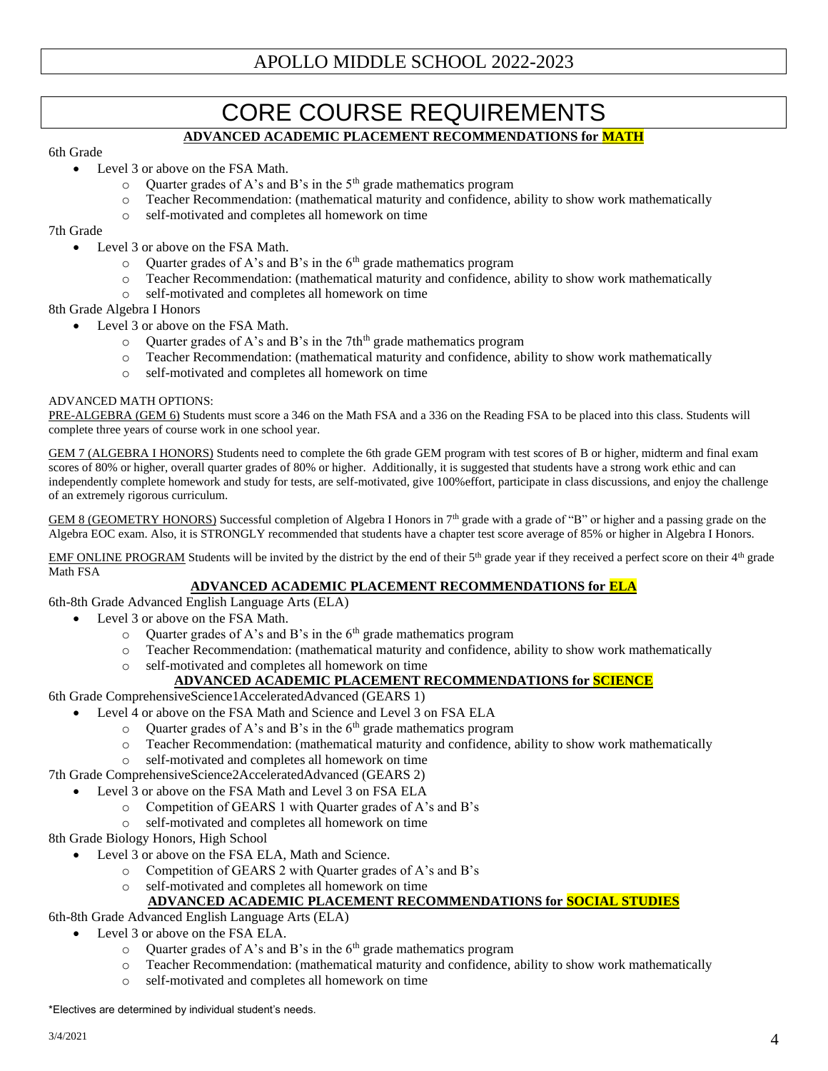APOLLO MIDDLE SCHOOL 2022-2023

# CORE COURSE REQUIREMENTS

### ADVANCED ACADEMIC PLACEMENT RECOMMENDATIONS for MATH

6th Grade

- Level 3 or above on the FSA Math.
  - Quarter grades of A's and B's in the 5th grade mathematics program
  - Teacher Recommendation: (mathematical maturity and confidence, ability to show work mathematically
  - self-motivated and completes all homework on time

7th Grade

- Level 3 or above on the FSA Math.
  - Quarter grades of A's and B's in the 6th grade mathematics program
  - Teacher Recommendation: (mathematical maturity and confidence, ability to show work mathematically
  - self-motivated and completes all homework on time

8th Grade Algebra I Honors

- Level 3 or above on the FSA Math.
  - Quarter grades of A's and B's in the 7thth grade mathematics program
  - Teacher Recommendation: (mathematical maturity and confidence, ability to show work mathematically
  - self-motivated and completes all homework on time

ADVANCED MATH OPTIONS:

PRE-ALGEBRA (GEM 6) Students must score a 346 on the Math FSA and a 336 on the Reading FSA to be placed into this class. Students will complete three years of course work in one school year.

GEM 7 (ALGEBRA I HONORS) Students need to complete the 6th grade GEM program with test scores of B or higher, midterm and final exam scores of 80% or higher, overall quarter grades of 80% or higher. Additionally, it is suggested that students have a strong work ethic and can independently complete homework and study for tests, are self-motivated, give 100%effort, participate in class discussions, and enjoy the challenge of an extremely rigorous curriculum.

GEM 8 (GEOMETRY HONORS) Successful completion of Algebra I Honors in 7th grade with a grade of "B" or higher and a passing grade on the Algebra EOC exam. Also, it is STRONGLY recommended that students have a chapter test score average of 85% or higher in Algebra I Honors.

EMF ONLINE PROGRAM Students will be invited by the district by the end of their 5th grade year if they received a perfect score on their 4th grade Math FSA

### ADVANCED ACADEMIC PLACEMENT RECOMMENDATIONS for ELA

6th-8th Grade Advanced English Language Arts (ELA)

- Level 3 or above on the FSA Math.
  - Quarter grades of A's and B's in the 6th grade mathematics program
  - Teacher Recommendation: (mathematical maturity and confidence, ability to show work mathematically
  - self-motivated and completes all homework on time

### ADVANCED ACADEMIC PLACEMENT RECOMMENDATIONS for SCIENCE

6th Grade ComprehensiveScience1AcceleratedAdvanced (GEARS 1)

- Level 4 or above on the FSA Math and Science and Level 3 on FSA ELA
  - Quarter grades of A's and B's in the 6th grade mathematics program
  - Teacher Recommendation: (mathematical maturity and confidence, ability to show work mathematically
  - self-motivated and completes all homework on time

7th Grade ComprehensiveScience2AcceleratedAdvanced (GEARS 2)

- Level 3 or above on the FSA Math and Level 3 on FSA ELA
  - Competition of GEARS 1 with Quarter grades of A's and B's
  - self-motivated and completes all homework on time

8th Grade Biology Honors, High School

- Level 3 or above on the FSA ELA, Math and Science.
  - Competition of GEARS 2 with Quarter grades of A's and B's
  - self-motivated and completes all homework on time

### ADVANCED ACADEMIC PLACEMENT RECOMMENDATIONS for SOCIAL STUDIES

6th-8th Grade Advanced English Language Arts (ELA)

- Level 3 or above on the FSA ELA.
  - Quarter grades of A's and B's in the 6th grade mathematics program
  - Teacher Recommendation: (mathematical maturity and confidence, ability to show work mathematically
  - self-motivated and completes all homework on time

*Electives are determined by individual student's needs.

3/4/2021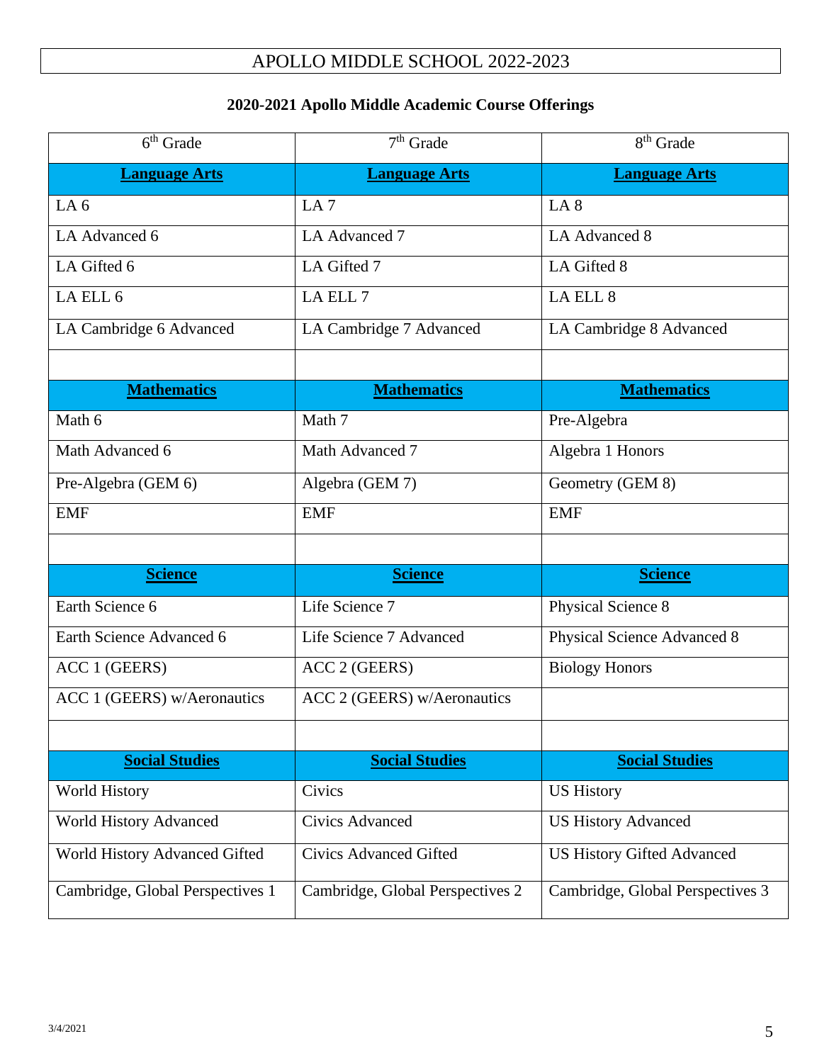# APOLLO MIDDLE SCHOOL 2022-2023

## 2020-2021 Apollo Middle Academic Course Offerings

| 6th Grade | 7th Grade | 8th Grade |
|---|---|---|
| **Language Arts** | **Language Arts** | **Language Arts** |
| LA 6 | LA 7 | LA 8 |
| LA Advanced 6 | LA Advanced 7 | LA Advanced 8 |
| LA Gifted 6 | LA Gifted 7 | LA Gifted 8 |
| LA ELL 6 | LA ELL 7 | LA ELL 8 |
| LA Cambridge 6 Advanced | LA Cambridge 7 Advanced | LA Cambridge 8 Advanced |
| | | |
| **Mathematics** | **Mathematics** | **Mathematics** |
| Math 6 | Math 7 | Pre-Algebra |
| Math Advanced 6 | Math Advanced 7 | Algebra 1 Honors |
| Pre-Algebra (GEM 6) | Algebra (GEM 7) | Geometry (GEM 8) |
| EMF | EMF | EMF |
| | | |
| **Science** | **Science** | **Science** |
| Earth Science 6 | Life Science 7 | Physical Science 8 |
| Earth Science Advanced 6 | Life Science 7 Advanced | Physical Science Advanced 8 |
| ACC 1 (GEERS) | ACC 2 (GEERS) | Biology Honors |
| ACC 1 (GEERS) w/Aeronautics | ACC 2 (GEERS) w/Aeronautics | |
| | | |
| **Social Studies** | **Social Studies** | **Social Studies** |
| World History | Civics | US History |
| World History Advanced | Civics Advanced | US History Advanced |
| World History Advanced Gifted | Civics Advanced Gifted | US History Gifted Advanced |
| Cambridge, Global Perspectives 1 | Cambridge, Global Perspectives 2 | Cambridge, Global Perspectives 3 |

3/4/2021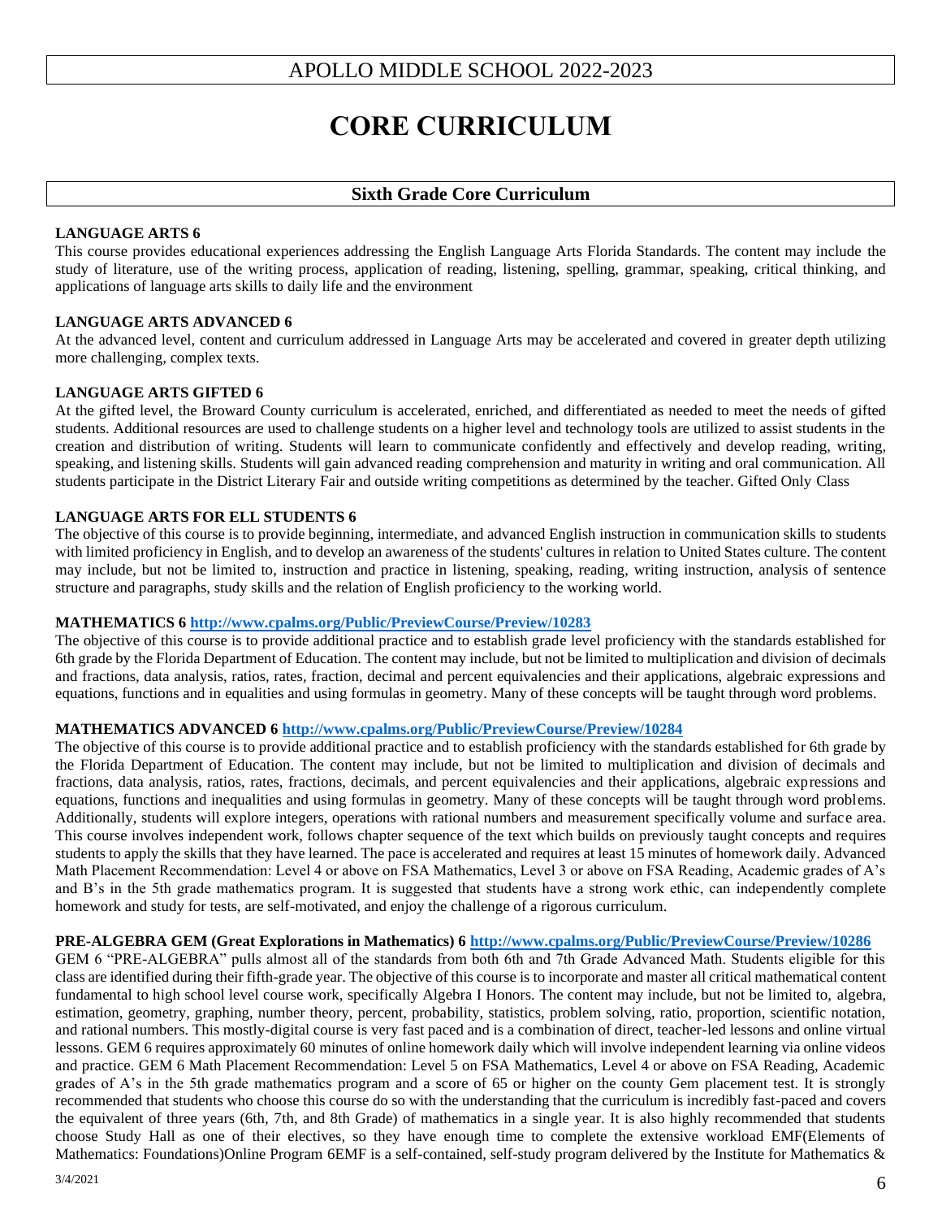# APOLLO MIDDLE SCHOOL 2022-2023

# CORE CURRICULUM

## Sixth Grade Core Curriculum

**LANGUAGE ARTS 6**

This course provides educational experiences addressing the English Language Arts Florida Standards. The content may include the study of literature, use of the writing process, application of reading, listening, spelling, grammar, speaking, critical thinking, and applications of language arts skills to daily life and the environment

**LANGUAGE ARTS ADVANCED 6**

At the advanced level, content and curriculum addressed in Language Arts may be accelerated and covered in greater depth utilizing more challenging, complex texts.

**LANGUAGE ARTS GIFTED 6**

At the gifted level, the Broward County curriculum is accelerated, enriched, and differentiated as needed to meet the needs of gifted students. Additional resources are used to challenge students on a higher level and technology tools are utilized to assist students in the creation and distribution of writing. Students will learn to communicate confidently and effectively and develop reading, writing, speaking, and listening skills. Students will gain advanced reading comprehension and maturity in writing and oral communication. All students participate in the District Literary Fair and outside writing competitions as determined by the teacher. Gifted Only Class

**LANGUAGE ARTS FOR ELL STUDENTS 6**

The objective of this course is to provide beginning, intermediate, and advanced English instruction in communication skills to students with limited proficiency in English, and to develop an awareness of the students' cultures in relation to United States culture. The content may include, but not be limited to, instruction and practice in listening, speaking, reading, writing instruction, analysis of sentence structure and paragraphs, study skills and the relation of English proficiency to the working world.

**MATHEMATICS 6** [http://www.cpalms.org/Public/PreviewCourse/Preview/10283](http://www.cpalms.org/Public/PreviewCourse/Preview/10283)

The objective of this course is to provide additional practice and to establish grade level proficiency with the standards established for 6th grade by the Florida Department of Education. The content may include, but not be limited to multiplication and division of decimals and fractions, data analysis, ratios, rates, fraction, decimal and percent equivalencies and their applications, algebraic expressions and equations, functions and in equalities and using formulas in geometry. Many of these concepts will be taught through word problems.

**MATHEMATICS ADVANCED 6** [http://www.cpalms.org/Public/PreviewCourse/Preview/10284](http://www.cpalms.org/Public/PreviewCourse/Preview/10284)

The objective of this course is to provide additional practice and to establish proficiency with the standards established for 6th grade by the Florida Department of Education. The content may include, but not be limited to multiplication and division of decimals and fractions, data analysis, ratios, rates, fractions, decimals, and percent equivalencies and their applications, algebraic expressions and equations, functions and inequalities and using formulas in geometry. Many of these concepts will be taught through word problems. Additionally, students will explore integers, operations with rational numbers and measurement specifically volume and surface area. This course involves independent work, follows chapter sequence of the text which builds on previously taught concepts and requires students to apply the skills that they have learned. The pace is accelerated and requires at least 15 minutes of homework daily. Advanced Math Placement Recommendation: Level 4 or above on FSA Mathematics, Level 3 or above on FSA Reading, Academic grades of A's and B's in the 5th grade mathematics program. It is suggested that students have a strong work ethic, can independently complete homework and study for tests, are self-motivated, and enjoy the challenge of a rigorous curriculum.

**PRE-ALGEBRA GEM (Great Explorations in Mathematics) 6** [http://www.cpalms.org/Public/PreviewCourse/Preview/10286](http://www.cpalms.org/Public/PreviewCourse/Preview/10286)

GEM 6 "PRE-ALGEBRA" pulls almost all of the standards from both 6th and 7th Grade Advanced Math. Students eligible for this class are identified during their fifth-grade year. The objective of this course is to incorporate and master all critical mathematical content fundamental to high school level course work, specifically Algebra I Honors. The content may include, but not be limited to, algebra, estimation, geometry, graphing, number theory, percent, probability, statistics, problem solving, ratio, proportion, scientific notation, and rational numbers. This mostly-digital course is very fast paced and is a combination of direct, teacher-led lessons and online virtual lessons. GEM 6 requires approximately 60 minutes of online homework daily which will involve independent learning via online videos and practice. GEM 6 Math Placement Recommendation: Level 5 on FSA Mathematics, Level 4 or above on FSA Reading, Academic grades of A's in the 5th grade mathematics program and a score of 65 or higher on the county Gem placement test. It is strongly recommended that students who choose this course do so with the understanding that the curriculum is incredibly fast-paced and covers the equivalent of three years (6th, 7th, and 8th Grade) of mathematics in a single year. It is also highly recommended that students choose Study Hall as one of their electives, so they have enough time to complete the extensive workload EMF(Elements of Mathematics: Foundations)Online Program 6EMF is a self-contained, self-study program delivered by the Institute for Mathematics &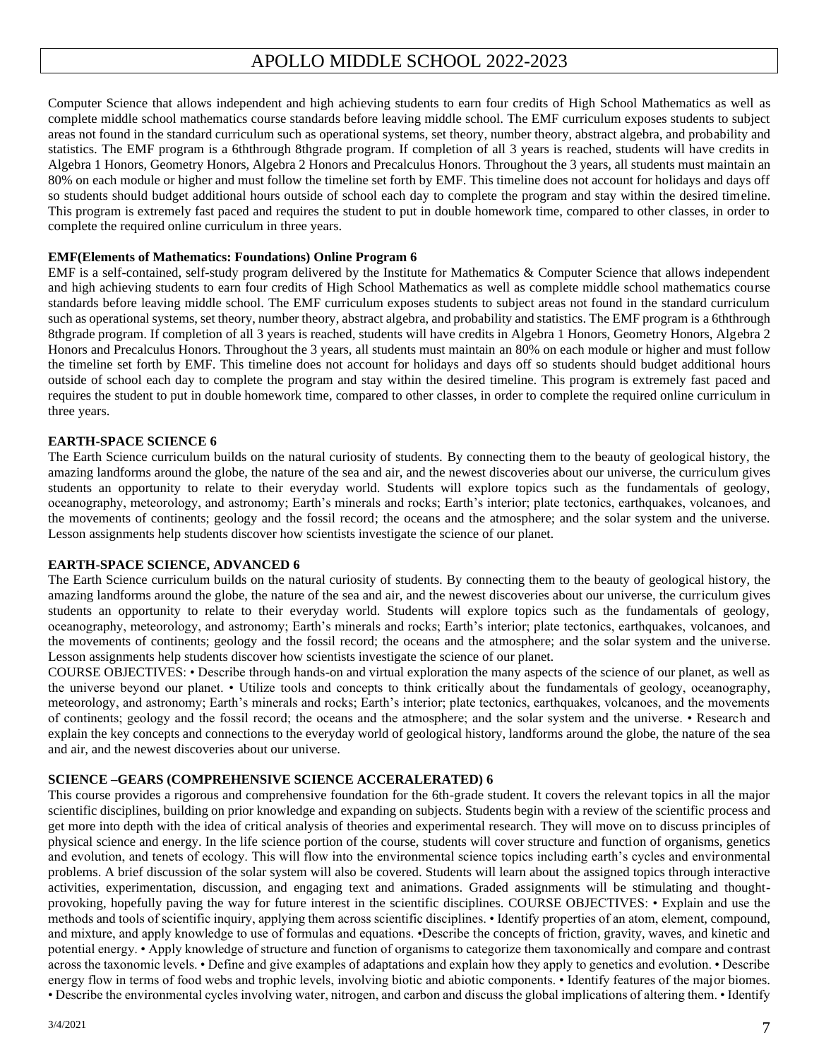Computer Science that allows independent and high achieving students to earn four credits of High School Mathematics as well as complete middle school mathematics course standards before leaving middle school. The EMF curriculum exposes students to subject areas not found in the standard curriculum such as operational systems, set theory, number theory, abstract algebra, and probability and statistics. The EMF program is a 6ththrough 8thgrade program. If completion of all 3 years is reached, students will have credits in Algebra 1 Honors, Geometry Honors, Algebra 2 Honors and Precalculus Honors. Throughout the 3 years, all students must maintain an 80% on each module or higher and must follow the timeline set forth by EMF. This timeline does not account for holidays and days off so students should budget additional hours outside of school each day to complete the program and stay within the desired timeline. This program is extremely fast paced and requires the student to put in double homework time, compared to other classes, in order to complete the required online curriculum in three years.

**EMF(Elements of Mathematics: Foundations) Online Program 6**

EMF is a self-contained, self-study program delivered by the Institute for Mathematics & Computer Science that allows independent and high achieving students to earn four credits of High School Mathematics as well as complete middle school mathematics course standards before leaving middle school. The EMF curriculum exposes students to subject areas not found in the standard curriculum such as operational systems, set theory, number theory, abstract algebra, and probability and statistics. The EMF program is a 6ththrough 8thgrade program. If completion of all 3 years is reached, students will have credits in Algebra 1 Honors, Geometry Honors, Algebra 2 Honors and Precalculus Honors. Throughout the 3 years, all students must maintain an 80% on each module or higher and must follow the timeline set forth by EMF. This timeline does not account for holidays and days off so students should budget additional hours outside of school each day to complete the program and stay within the desired timeline. This program is extremely fast paced and requires the student to put in double homework time, compared to other classes, in order to complete the required online curriculum in three years.

**EARTH-SPACE SCIENCE 6**

The Earth Science curriculum builds on the natural curiosity of students. By connecting them to the beauty of geological history, the amazing landforms around the globe, the nature of the sea and air, and the newest discoveries about our universe, the curriculum gives students an opportunity to relate to their everyday world. Students will explore topics such as the fundamentals of geology, oceanography, meteorology, and astronomy; Earth's minerals and rocks; Earth's interior; plate tectonics, earthquakes, volcanoes, and the movements of continents; geology and the fossil record; the oceans and the atmosphere; and the solar system and the universe. Lesson assignments help students discover how scientists investigate the science of our planet.

**EARTH-SPACE SCIENCE, ADVANCED 6**

The Earth Science curriculum builds on the natural curiosity of students. By connecting them to the beauty of geological history, the amazing landforms around the globe, the nature of the sea and air, and the newest discoveries about our universe, the curriculum gives students an opportunity to relate to their everyday world. Students will explore topics such as the fundamentals of geology, oceanography, meteorology, and astronomy; Earth's minerals and rocks; Earth's interior; plate tectonics, earthquakes, volcanoes, and the movements of continents; geology and the fossil record; the oceans and the atmosphere; and the solar system and the universe. Lesson assignments help students discover how scientists investigate the science of our planet.

COURSE OBJECTIVES: • Describe through hands-on and virtual exploration the many aspects of the science of our planet, as well as the universe beyond our planet. • Utilize tools and concepts to think critically about the fundamentals of geology, oceanography, meteorology, and astronomy; Earth's minerals and rocks; Earth's interior; plate tectonics, earthquakes, volcanoes, and the movements of continents; geology and the fossil record; the oceans and the atmosphere; and the solar system and the universe. • Research and explain the key concepts and connections to the everyday world of geological history, landforms around the globe, the nature of the sea and air, and the newest discoveries about our universe.

**SCIENCE –GEARS (COMPREHENSIVE SCIENCE ACCERALERATED) 6**

This course provides a rigorous and comprehensive foundation for the 6th-grade student. It covers the relevant topics in all the major scientific disciplines, building on prior knowledge and expanding on subjects. Students begin with a review of the scientific process and get more into depth with the idea of critical analysis of theories and experimental research. They will move on to discuss principles of physical science and energy. In the life science portion of the course, students will cover structure and function of organisms, genetics and evolution, and tenets of ecology. This will flow into the environmental science topics including earth's cycles and environmental problems. A brief discussion of the solar system will also be covered. Students will learn about the assigned topics through interactive activities, experimentation, discussion, and engaging text and animations. Graded assignments will be stimulating and thought-provoking, hopefully paving the way for future interest in the scientific disciplines. COURSE OBJECTIVES: • Explain and use the methods and tools of scientific inquiry, applying them across scientific disciplines. • Identify properties of an atom, element, compound, and mixture, and apply knowledge to use of formulas and equations. •Describe the concepts of friction, gravity, waves, and kinetic and potential energy. • Apply knowledge of structure and function of organisms to categorize them taxonomically and compare and contrast across the taxonomic levels. • Define and give examples of adaptations and explain how they apply to genetics and evolution. • Describe energy flow in terms of food webs and trophic levels, involving biotic and abiotic components. • Identify features of the major biomes. • Describe the environmental cycles involving water, nitrogen, and carbon and discuss the global implications of altering them. • Identify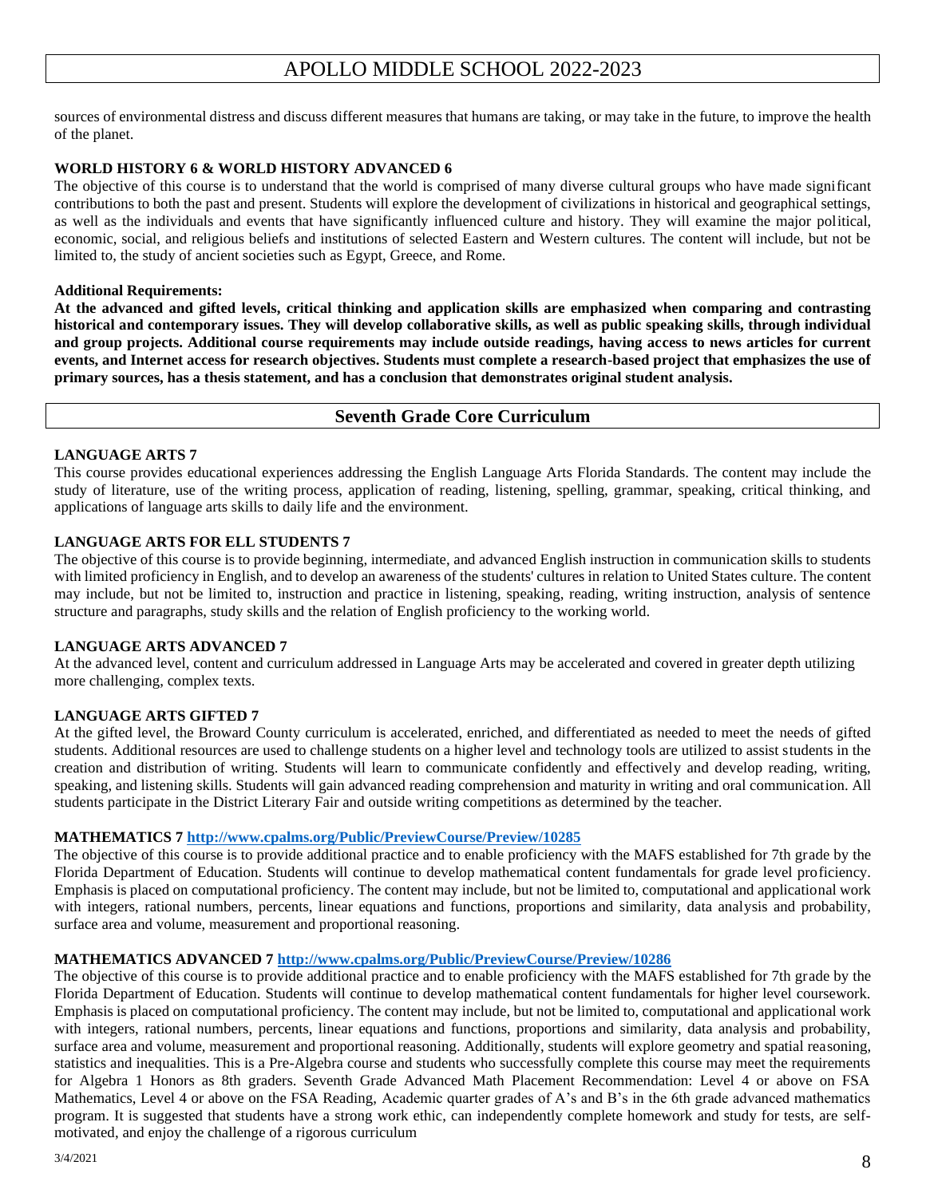sources of environmental distress and discuss different measures that humans are taking, or may take in the future, to improve the health of the planet.

### WORLD HISTORY 6 & WORLD HISTORY ADVANCED 6

The objective of this course is to understand that the world is comprised of many diverse cultural groups who have made significant contributions to both the past and present. Students will explore the development of civilizations in historical and geographical settings, as well as the individuals and events that have significantly influenced culture and history. They will examine the major political, economic, social, and religious beliefs and institutions of selected Eastern and Western cultures. The content will include, but not be limited to, the study of ancient societies such as Egypt, Greece, and Rome.

**Additional Requirements:**

**At the advanced and gifted levels, critical thinking and application skills are emphasized when comparing and contrasting historical and contemporary issues. They will develop collaborative skills, as well as public speaking skills, through individual and group projects. Additional course requirements may include outside readings, having access to news articles for current events, and Internet access for research objectives. Students must complete a research-based project that emphasizes the use of primary sources, has a thesis statement, and has a conclusion that demonstrates original student analysis.**

## Seventh Grade Core Curriculum

### LANGUAGE ARTS 7

This course provides educational experiences addressing the English Language Arts Florida Standards. The content may include the study of literature, use of the writing process, application of reading, listening, spelling, grammar, speaking, critical thinking, and applications of language arts skills to daily life and the environment.

### LANGUAGE ARTS FOR ELL STUDENTS 7

The objective of this course is to provide beginning, intermediate, and advanced English instruction in communication skills to students with limited proficiency in English, and to develop an awareness of the students' cultures in relation to United States culture. The content may include, but not be limited to, instruction and practice in listening, speaking, reading, writing instruction, analysis of sentence structure and paragraphs, study skills and the relation of English proficiency to the working world.

### LANGUAGE ARTS ADVANCED 7

At the advanced level, content and curriculum addressed in Language Arts may be accelerated and covered in greater depth utilizing more challenging, complex texts.

### LANGUAGE ARTS GIFTED 7

At the gifted level, the Broward County curriculum is accelerated, enriched, and differentiated as needed to meet the needs of gifted students. Additional resources are used to challenge students on a higher level and technology tools are utilized to assist students in the creation and distribution of writing. Students will learn to communicate confidently and effectively and develop reading, writing, speaking, and listening skills. Students will gain advanced reading comprehension and maturity in writing and oral communication. All students participate in the District Literary Fair and outside writing competitions as determined by the teacher.

### MATHEMATICS 7 http://www.cpalms.org/Public/PreviewCourse/Preview/10285

The objective of this course is to provide additional practice and to enable proficiency with the MAFS established for 7th grade by the Florida Department of Education. Students will continue to develop mathematical content fundamentals for grade level proficiency. Emphasis is placed on computational proficiency. The content may include, but not be limited to, computational and applicational work with integers, rational numbers, percents, linear equations and functions, proportions and similarity, data analysis and probability, surface area and volume, measurement and proportional reasoning.

### MATHEMATICS ADVANCED 7 http://www.cpalms.org/Public/PreviewCourse/Preview/10286

The objective of this course is to provide additional practice and to enable proficiency with the MAFS established for 7th grade by the Florida Department of Education. Students will continue to develop mathematical content fundamentals for higher level coursework. Emphasis is placed on computational proficiency. The content may include, but not be limited to, computational and applicational work with integers, rational numbers, percents, linear equations and functions, proportions and similarity, data analysis and probability, surface area and volume, measurement and proportional reasoning. Additionally, students will explore geometry and spatial reasoning, statistics and inequalities. This is a Pre-Algebra course and students who successfully complete this course may meet the requirements for Algebra 1 Honors as 8th graders. Seventh Grade Advanced Math Placement Recommendation: Level 4 or above on FSA Mathematics, Level 4 or above on the FSA Reading, Academic quarter grades of A's and B's in the 6th grade advanced mathematics program. It is suggested that students have a strong work ethic, can independently complete homework and study for tests, are self-motivated, and enjoy the challenge of a rigorous curriculum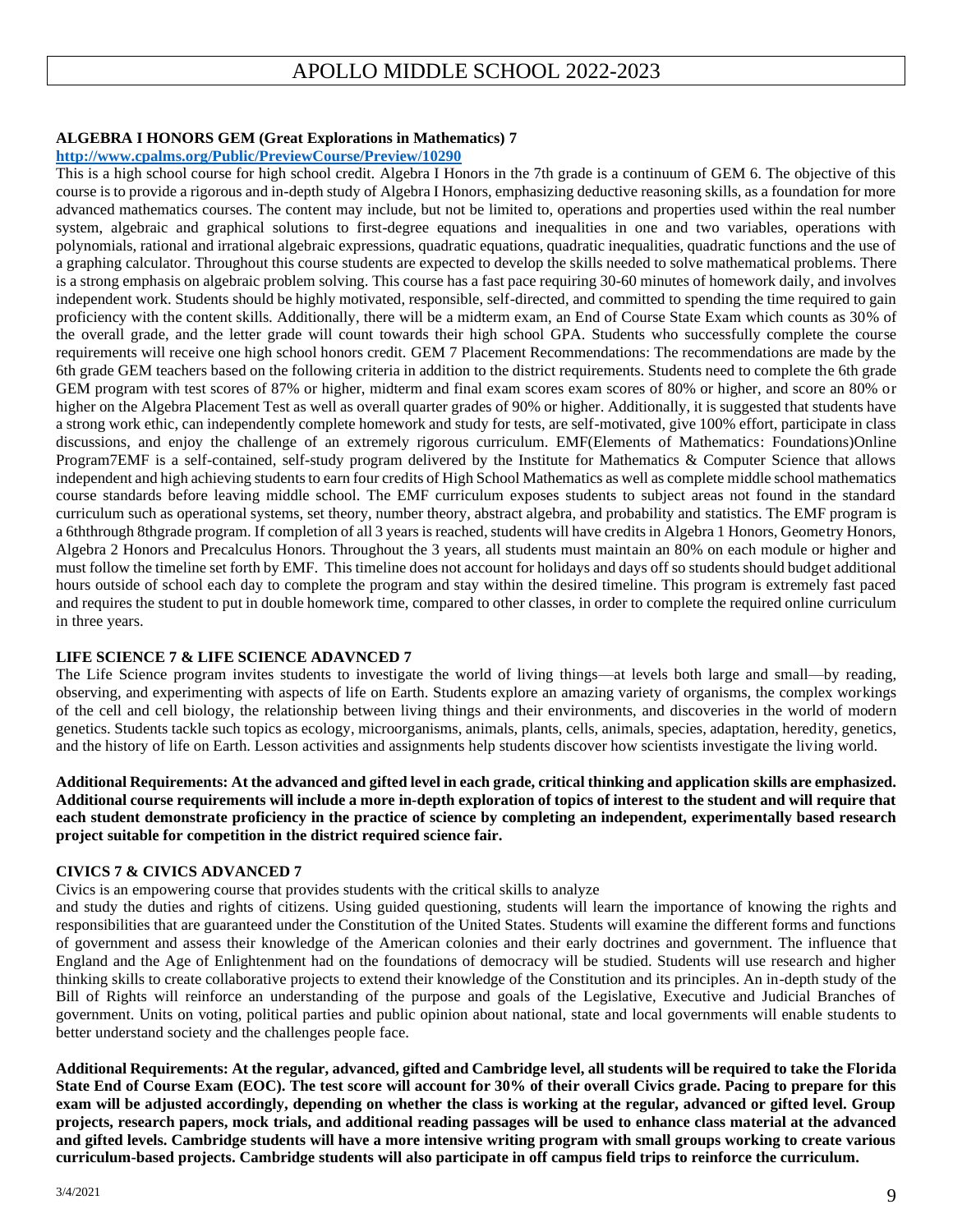# APOLLO MIDDLE SCHOOL 2022-2023

### ALGEBRA I HONORS GEM (Great Explorations in Mathematics) 7

[http://www.cpalms.org/Public/PreviewCourse/Preview/10290](http://www.cpalms.org/Public/PreviewCourse/Preview/10290)

This is a high school course for high school credit. Algebra I Honors in the 7th grade is a continuum of GEM 6. The objective of this course is to provide a rigorous and in-depth study of Algebra I Honors, emphasizing deductive reasoning skills, as a foundation for more advanced mathematics courses. The content may include, but not be limited to, operations and properties used within the real number system, algebraic and graphical solutions to first-degree equations and inequalities in one and two variables, operations with polynomials, rational and irrational algebraic expressions, quadratic equations, quadratic inequalities, quadratic functions and the use of a graphing calculator. Throughout this course students are expected to develop the skills needed to solve mathematical problems. There is a strong emphasis on algebraic problem solving. This course has a fast pace requiring 30-60 minutes of homework daily, and involves independent work. Students should be highly motivated, responsible, self-directed, and committed to spending the time required to gain proficiency with the content skills. Additionally, there will be a midterm exam, an End of Course State Exam which counts as 30% of the overall grade, and the letter grade will count towards their high school GPA. Students who successfully complete the course requirements will receive one high school honors credit. GEM 7 Placement Recommendations: The recommendations are made by the 6th grade GEM teachers based on the following criteria in addition to the district requirements. Students need to complete the 6th grade GEM program with test scores of 87% or higher, midterm and final exam scores exam scores of 80% or higher, and score an 80% or higher on the Algebra Placement Test as well as overall quarter grades of 90% or higher. Additionally, it is suggested that students have a strong work ethic, can independently complete homework and study for tests, are self-motivated, give 100% effort, participate in class discussions, and enjoy the challenge of an extremely rigorous curriculum. EMF(Elements of Mathematics: Foundations)Online Program7EMF is a self-contained, self-study program delivered by the Institute for Mathematics & Computer Science that allows independent and high achieving students to earn four credits of High School Mathematics as well as complete middle school mathematics course standards before leaving middle school. The EMF curriculum exposes students to subject areas not found in the standard curriculum such as operational systems, set theory, number theory, abstract algebra, and probability and statistics. The EMF program is a 6ththrough 8thgrade program. If completion of all 3 years is reached, students will have credits in Algebra 1 Honors, Geometry Honors, Algebra 2 Honors and Precalculus Honors. Throughout the 3 years, all students must maintain an 80% on each module or higher and must follow the timeline set forth by EMF. This timeline does not account for holidays and days off so students should budget additional hours outside of school each day to complete the program and stay within the desired timeline. This program is extremely fast paced and requires the student to put in double homework time, compared to other classes, in order to complete the required online curriculum in three years.

### LIFE SCIENCE 7 & LIFE SCIENCE ADAVNCED 7

The Life Science program invites students to investigate the world of living things—at levels both large and small—by reading, observing, and experimenting with aspects of life on Earth. Students explore an amazing variety of organisms, the complex workings of the cell and cell biology, the relationship between living things and their environments, and discoveries in the world of modern genetics. Students tackle such topics as ecology, microorganisms, animals, plants, cells, animals, species, adaptation, heredity, genetics, and the history of life on Earth. Lesson activities and assignments help students discover how scientists investigate the living world.

**Additional Requirements: At the advanced and gifted level in each grade, critical thinking and application skills are emphasized. Additional course requirements will include a more in-depth exploration of topics of interest to the student and will require that each student demonstrate proficiency in the practice of science by completing an independent, experimentally based research project suitable for competition in the district required science fair.**

### CIVICS 7 & CIVICS ADVANCED 7

Civics is an empowering course that provides students with the critical skills to analyze and study the duties and rights of citizens. Using guided questioning, students will learn the importance of knowing the rights and responsibilities that are guaranteed under the Constitution of the United States. Students will examine the different forms and functions of government and assess their knowledge of the American colonies and their early doctrines and government. The influence that England and the Age of Enlightenment had on the foundations of democracy will be studied. Students will use research and higher thinking skills to create collaborative projects to extend their knowledge of the Constitution and its principles. An in-depth study of the Bill of Rights will reinforce an understanding of the purpose and goals of the Legislative, Executive and Judicial Branches of government. Units on voting, political parties and public opinion about national, state and local governments will enable students to better understand society and the challenges people face.

**Additional Requirements: At the regular, advanced, gifted and Cambridge level, all students will be required to take the Florida State End of Course Exam (EOC). The test score will account for 30% of their overall Civics grade. Pacing to prepare for this exam will be adjusted accordingly, depending on whether the class is working at the regular, advanced or gifted level. Group projects, research papers, mock trials, and additional reading passages will be used to enhance class material at the advanced and gifted levels. Cambridge students will have a more intensive writing program with small groups working to create various curriculum-based projects. Cambridge students will also participate in off campus field trips to reinforce the curriculum.**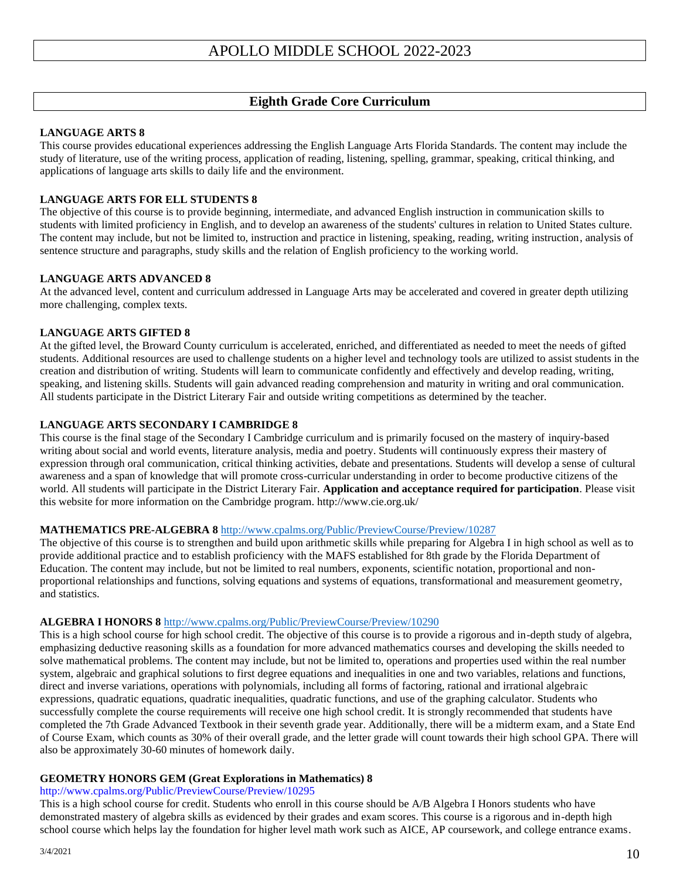# APOLLO MIDDLE SCHOOL 2022-2023

## Eighth Grade Core Curriculum

**LANGUAGE ARTS 8**
This course provides educational experiences addressing the English Language Arts Florida Standards. The content may include the study of literature, use of the writing process, application of reading, listening, spelling, grammar, speaking, critical thinking, and applications of language arts skills to daily life and the environment.

**LANGUAGE ARTS FOR ELL STUDENTS 8**
The objective of this course is to provide beginning, intermediate, and advanced English instruction in communication skills to students with limited proficiency in English, and to develop an awareness of the students' cultures in relation to United States culture. The content may include, but not be limited to, instruction and practice in listening, speaking, reading, writing instruction, analysis of sentence structure and paragraphs, study skills and the relation of English proficiency to the working world.

**LANGUAGE ARTS ADVANCED 8**
At the advanced level, content and curriculum addressed in Language Arts may be accelerated and covered in greater depth utilizing more challenging, complex texts.

**LANGUAGE ARTS GIFTED 8**
At the gifted level, the Broward County curriculum is accelerated, enriched, and differentiated as needed to meet the needs of gifted students. Additional resources are used to challenge students on a higher level and technology tools are utilized to assist students in the creation and distribution of writing. Students will learn to communicate confidently and effectively and develop reading, writing, speaking, and listening skills. Students will gain advanced reading comprehension and maturity in writing and oral communication. All students participate in the District Literary Fair and outside writing competitions as determined by the teacher.

**LANGUAGE ARTS SECONDARY I CAMBRIDGE 8**
This course is the final stage of the Secondary I Cambridge curriculum and is primarily focused on the mastery of inquiry-based writing about social and world events, literature analysis, media and poetry. Students will continuously express their mastery of expression through oral communication, critical thinking activities, debate and presentations. Students will develop a sense of cultural awareness and a span of knowledge that will promote cross-curricular understanding in order to become productive citizens of the world. All students will participate in the District Literary Fair. **Application and acceptance required for participation**. Please visit this website for more information on the Cambridge program. http://www.cie.org.uk/

**MATHEMATICS PRE-ALGEBRA 8** http://www.cpalms.org/Public/PreviewCourse/Preview/10287
The objective of this course is to strengthen and build upon arithmetic skills while preparing for Algebra I in high school as well as to provide additional practice and to establish proficiency with the MAFS established for 8th grade by the Florida Department of Education. The content may include, but not be limited to real numbers, exponents, scientific notation, proportional and non-proportional relationships and functions, solving equations and systems of equations, transformational and measurement geometry, and statistics.

**ALGEBRA I HONORS 8** http://www.cpalms.org/Public/PreviewCourse/Preview/10290
This is a high school course for high school credit. The objective of this course is to provide a rigorous and in-depth study of algebra, emphasizing deductive reasoning skills as a foundation for more advanced mathematics courses and developing the skills needed to solve mathematical problems. The content may include, but not be limited to, operations and properties used within the real number system, algebraic and graphical solutions to first degree equations and inequalities in one and two variables, relations and functions, direct and inverse variations, operations with polynomials, including all forms of factoring, rational and irrational algebraic expressions, quadratic equations, quadratic inequalities, quadratic functions, and use of the graphing calculator. Students who successfully complete the course requirements will receive one high school credit. It is strongly recommended that students have completed the 7th Grade Advanced Textbook in their seventh grade year. Additionally, there will be a midterm exam, and a State End of Course Exam, which counts as 30% of their overall grade, and the letter grade will count towards their high school GPA. There will also be approximately 30-60 minutes of homework daily.

**GEOMETRY HONORS GEM (Great Explorations in Mathematics) 8**
http://www.cpalms.org/Public/PreviewCourse/Preview/10295
This is a high school course for credit. Students who enroll in this course should be A/B Algebra I Honors students who have demonstrated mastery of algebra skills as evidenced by their grades and exam scores. This course is a rigorous and in-depth high school course which helps lay the foundation for higher level math work such as AICE, AP coursework, and college entrance exams.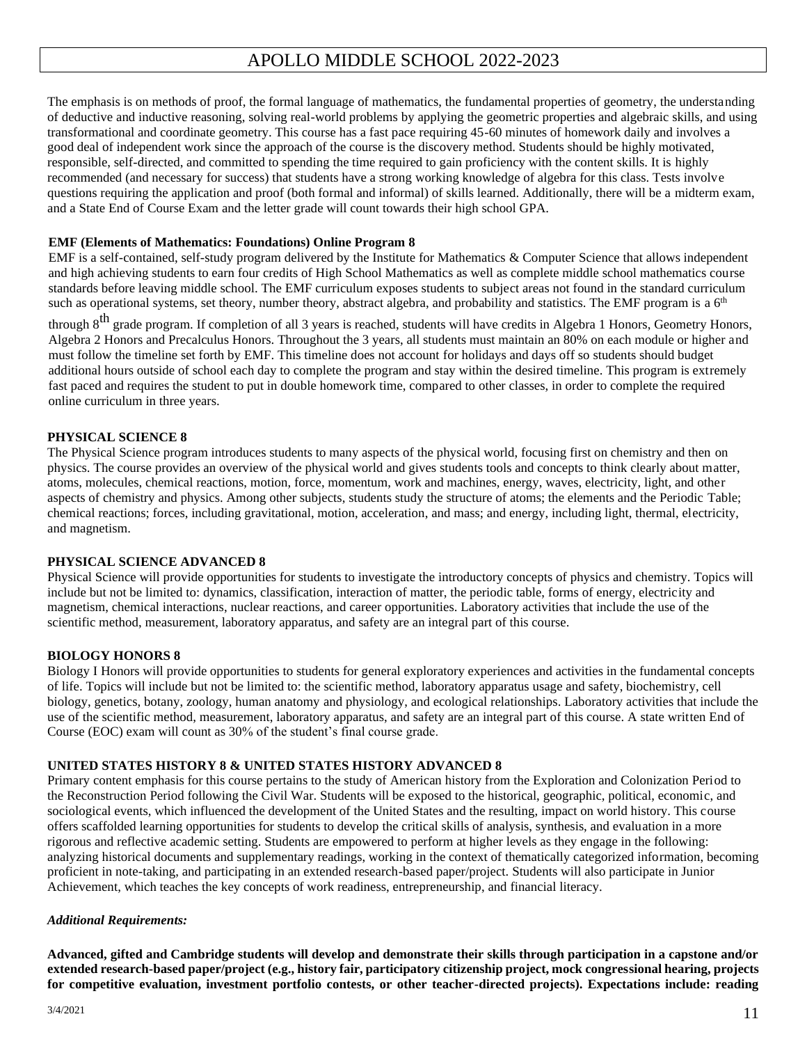The emphasis is on methods of proof, the formal language of mathematics, the fundamental properties of geometry, the understanding of deductive and inductive reasoning, solving real-world problems by applying the geometric properties and algebraic skills, and using transformational and coordinate geometry. This course has a fast pace requiring 45-60 minutes of homework daily and involves a good deal of independent work since the approach of the course is the discovery method. Students should be highly motivated, responsible, self-directed, and committed to spending the time required to gain proficiency with the content skills. It is highly recommended (and necessary for success) that students have a strong working knowledge of algebra for this class. Tests involve questions requiring the application and proof (both formal and informal) of skills learned. Additionally, there will be a midterm exam, and a State End of Course Exam and the letter grade will count towards their high school GPA.

**EMF (Elements of Mathematics: Foundations) Online Program 8**

EMF is a self-contained, self-study program delivered by the Institute for Mathematics & Computer Science that allows independent and high achieving students to earn four credits of High School Mathematics as well as complete middle school mathematics course standards before leaving middle school. The EMF curriculum exposes students to subject areas not found in the standard curriculum such as operational systems, set theory, number theory, abstract algebra, and probability and statistics. The EMF program is a 6th through 8th grade program. If completion of all 3 years is reached, students will have credits in Algebra 1 Honors, Geometry Honors, Algebra 2 Honors and Precalculus Honors. Throughout the 3 years, all students must maintain an 80% on each module or higher and must follow the timeline set forth by EMF. This timeline does not account for holidays and days off so students should budget additional hours outside of school each day to complete the program and stay within the desired timeline. This program is extremely fast paced and requires the student to put in double homework time, compared to other classes, in order to complete the required online curriculum in three years.

**PHYSICAL SCIENCE 8**

The Physical Science program introduces students to many aspects of the physical world, focusing first on chemistry and then on physics. The course provides an overview of the physical world and gives students tools and concepts to think clearly about matter, atoms, molecules, chemical reactions, motion, force, momentum, work and machines, energy, waves, electricity, light, and other aspects of chemistry and physics. Among other subjects, students study the structure of atoms; the elements and the Periodic Table; chemical reactions; forces, including gravitational, motion, acceleration, and mass; and energy, including light, thermal, electricity, and magnetism.

**PHYSICAL SCIENCE ADVANCED 8**

Physical Science will provide opportunities for students to investigate the introductory concepts of physics and chemistry. Topics will include but not be limited to: dynamics, classification, interaction of matter, the periodic table, forms of energy, electricity and magnetism, chemical interactions, nuclear reactions, and career opportunities. Laboratory activities that include the use of the scientific method, measurement, laboratory apparatus, and safety are an integral part of this course.

**BIOLOGY HONORS 8**

Biology I Honors will provide opportunities to students for general exploratory experiences and activities in the fundamental concepts of life. Topics will include but not be limited to: the scientific method, laboratory apparatus usage and safety, biochemistry, cell biology, genetics, botany, zoology, human anatomy and physiology, and ecological relationships. Laboratory activities that include the use of the scientific method, measurement, laboratory apparatus, and safety are an integral part of this course. A state written End of Course (EOC) exam will count as 30% of the student's final course grade.

**UNITED STATES HISTORY 8 & UNITED STATES HISTORY ADVANCED 8**

Primary content emphasis for this course pertains to the study of American history from the Exploration and Colonization Period to the Reconstruction Period following the Civil War. Students will be exposed to the historical, geographic, political, economic, and sociological events, which influenced the development of the United States and the resulting, impact on world history. This course offers scaffolded learning opportunities for students to develop the critical skills of analysis, synthesis, and evaluation in a more rigorous and reflective academic setting. Students are empowered to perform at higher levels as they engage in the following: analyzing historical documents and supplementary readings, working in the context of thematically categorized information, becoming proficient in note-taking, and participating in an extended research-based paper/project. Students will also participate in Junior Achievement, which teaches the key concepts of work readiness, entrepreneurship, and financial literacy.

***Additional Requirements:***

**Advanced, gifted and Cambridge students will develop and demonstrate their skills through participation in a capstone and/or extended research-based paper/project (e.g., history fair, participatory citizenship project, mock congressional hearing, projects for competitive evaluation, investment portfolio contests, or other teacher-directed projects). Expectations include: reading**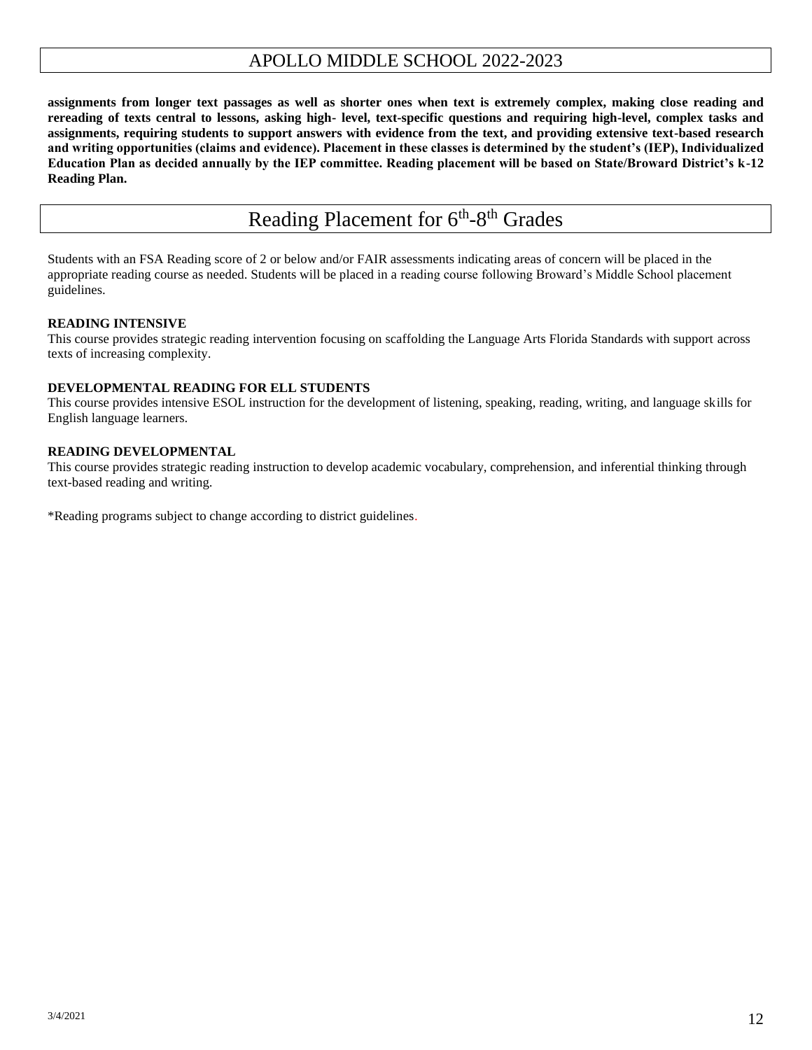**assignments from longer text passages as well as shorter ones when text is extremely complex, making close reading and rereading of texts central to lessons, asking high- level, text-specific questions and requiring high-level, complex tasks and assignments, requiring students to support answers with evidence from the text, and providing extensive text-based research and writing opportunities (claims and evidence). Placement in these classes is determined by the student's (IEP), Individualized Education Plan as decided annually by the IEP committee. Reading placement will be based on State/Broward District's k-12 Reading Plan.**

# Reading Placement for 6th-8th Grades

Students with an FSA Reading score of 2 or below and/or FAIR assessments indicating areas of concern will be placed in the appropriate reading course as needed. Students will be placed in a reading course following Broward's Middle School placement guidelines.

**READING INTENSIVE**

This course provides strategic reading intervention focusing on scaffolding the Language Arts Florida Standards with support across texts of increasing complexity.

**DEVELOPMENTAL READING FOR ELL STUDENTS**

This course provides intensive ESOL instruction for the development of listening, speaking, reading, writing, and language skills for English language learners.

**READING DEVELOPMENTAL**

This course provides strategic reading instruction to develop academic vocabulary, comprehension, and inferential thinking through text-based reading and writing.

*Reading programs subject to change according to district guidelines.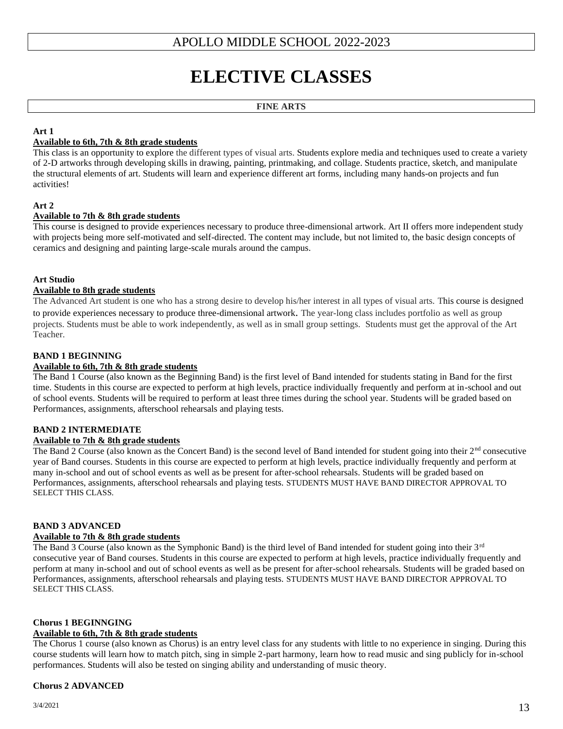APOLLO MIDDLE SCHOOL 2022-2023

# ELECTIVE CLASSES

## FINE ARTS

**Art 1**

**Available to 6th, 7th & 8th grade students**

This class is an opportunity to explore the different types of visual arts. Students explore media and techniques used to create a variety of 2-D artworks through developing skills in drawing, painting, printmaking, and collage. Students practice, sketch, and manipulate the structural elements of art. Students will learn and experience different art forms, including many hands-on projects and fun activities!

**Art 2**

**Available to 7th & 8th grade students**

This course is designed to provide experiences necessary to produce three-dimensional artwork. Art II offers more independent study with projects being more self-motivated and self-directed. The content may include, but not limited to, the basic design concepts of ceramics and designing and painting large-scale murals around the campus.

**Art Studio**

**Available to 8th grade students**

The Advanced Art student is one who has a strong desire to develop his/her interest in all types of visual arts. This course is designed to provide experiences necessary to produce three-dimensional artwork. The year-long class includes portfolio as well as group projects. Students must be able to work independently, as well as in small group settings. Students must get the approval of the Art Teacher.

**BAND 1 BEGINNING**

**Available to 6th, 7th & 8th grade students**

The Band 1 Course (also known as the Beginning Band) is the first level of Band intended for students stating in Band for the first time. Students in this course are expected to perform at high levels, practice individually frequently and perform at in-school and out of school events. Students will be required to perform at least three times during the school year. Students will be graded based on Performances, assignments, afterschool rehearsals and playing tests.

**BAND 2 INTERMEDIATE**

**Available to 7th & 8th grade students**

The Band 2 Course (also known as the Concert Band) is the second level of Band intended for student going into their 2nd consecutive year of Band courses. Students in this course are expected to perform at high levels, practice individually frequently and perform at many in-school and out of school events as well as be present for after-school rehearsals. Students will be graded based on Performances, assignments, afterschool rehearsals and playing tests. STUDENTS MUST HAVE BAND DIRECTOR APPROVAL TO SELECT THIS CLASS.

**BAND 3 ADVANCED**

**Available to 7th & 8th grade students**

The Band 3 Course (also known as the Symphonic Band) is the third level of Band intended for student going into their 3rd consecutive year of Band courses. Students in this course are expected to perform at high levels, practice individually frequently and perform at many in-school and out of school events as well as be present for after-school rehearsals. Students will be graded based on Performances, assignments, afterschool rehearsals and playing tests. STUDENTS MUST HAVE BAND DIRECTOR APPROVAL TO SELECT THIS CLASS.

**Chorus 1 BEGINNGING**

**Available to 6th, 7th & 8th grade students**

The Chorus 1 course (also known as Chorus) is an entry level class for any students with little to no experience in singing. During this course students will learn how to match pitch, sing in simple 2-part harmony, learn how to read music and sing publicly for in-school performances. Students will also be tested on singing ability and understanding of music theory.

**Chorus 2 ADVANCED**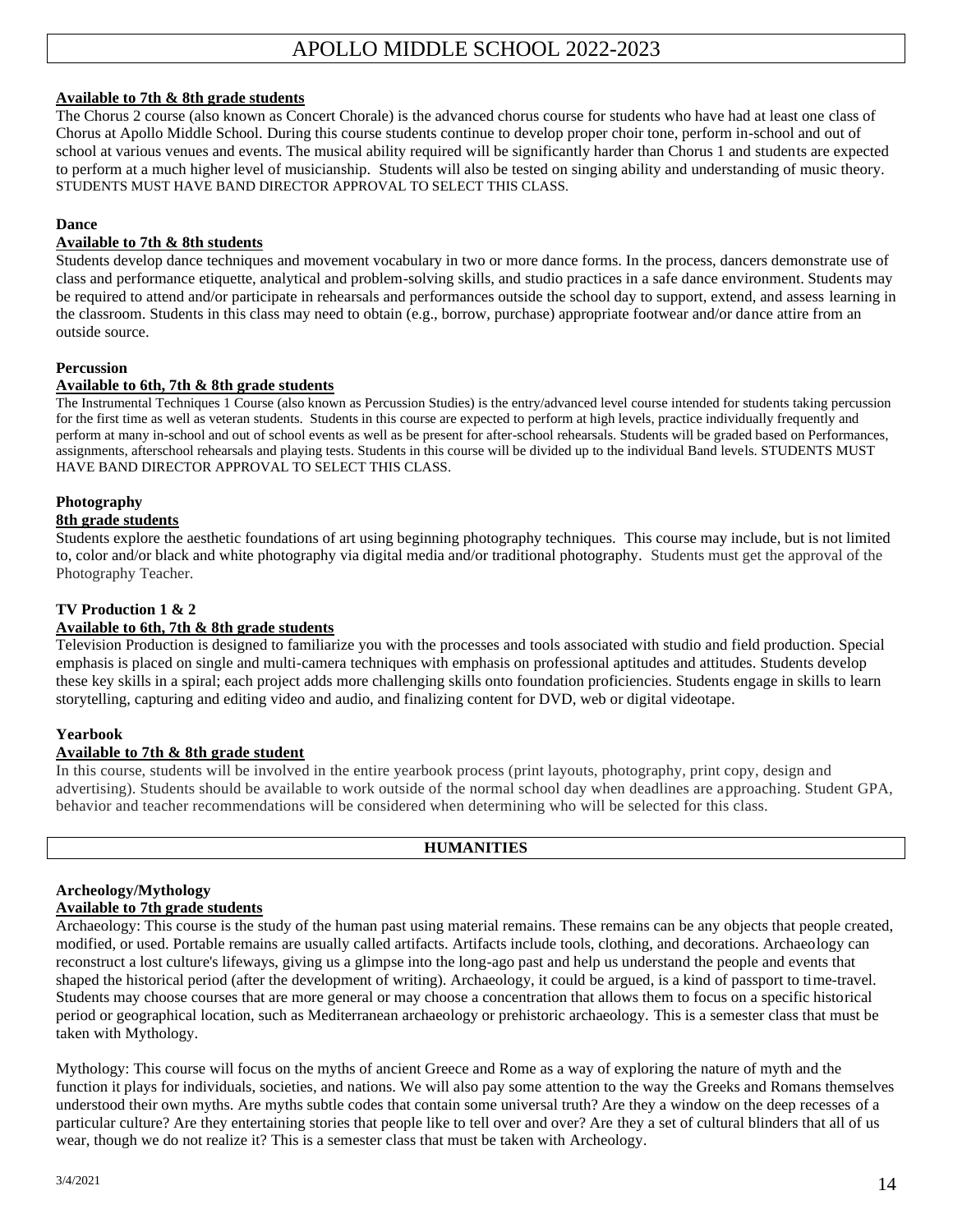**Available to 7th & 8th grade students**

The Chorus 2 course (also known as Concert Chorale) is the advanced chorus course for students who have had at least one class of Chorus at Apollo Middle School. During this course students continue to develop proper choir tone, perform in-school and out of school at various venues and events. The musical ability required will be significantly harder than Chorus 1 and students are expected to perform at a much higher level of musicianship. Students will also be tested on singing ability and understanding of music theory. STUDENTS MUST HAVE BAND DIRECTOR APPROVAL TO SELECT THIS CLASS.

**Dance**

**Available to 7th & 8th students**

Students develop dance techniques and movement vocabulary in two or more dance forms. In the process, dancers demonstrate use of class and performance etiquette, analytical and problem-solving skills, and studio practices in a safe dance environment. Students may be required to attend and/or participate in rehearsals and performances outside the school day to support, extend, and assess learning in the classroom. Students in this class may need to obtain (e.g., borrow, purchase) appropriate footwear and/or dance attire from an outside source.

**Percussion**

**Available to 6th, 7th & 8th grade students**

The Instrumental Techniques 1 Course (also known as Percussion Studies) is the entry/advanced level course intended for students taking percussion for the first time as well as veteran students. Students in this course are expected to perform at high levels, practice individually frequently and perform at many in-school and out of school events as well as be present for after-school rehearsals. Students will be graded based on Performances, assignments, afterschool rehearsals and playing tests. Students in this course will be divided up to the individual Band levels. STUDENTS MUST HAVE BAND DIRECTOR APPROVAL TO SELECT THIS CLASS.

**Photography**

**8th grade students**

Students explore the aesthetic foundations of art using beginning photography techniques. This course may include, but is not limited to, color and/or black and white photography via digital media and/or traditional photography. Students must get the approval of the Photography Teacher.

**TV Production 1 & 2**

**Available to 6th, 7th & 8th grade students**

Television Production is designed to familiarize you with the processes and tools associated with studio and field production. Special emphasis is placed on single and multi-camera techniques with emphasis on professional aptitudes and attitudes. Students develop these key skills in a spiral; each project adds more challenging skills onto foundation proficiencies. Students engage in skills to learn storytelling, capturing and editing video and audio, and finalizing content for DVD, web or digital videotape.

**Yearbook**

**Available to 7th & 8th grade student**

In this course, students will be involved in the entire yearbook process (print layouts, photography, print copy, design and advertising). Students should be available to work outside of the normal school day when deadlines are approaching. Student GPA, behavior and teacher recommendations will be considered when determining who will be selected for this class.

## HUMANITIES

**Archeology/Mythology**

**Available to 7th grade students**

Archaeology: This course is the study of the human past using material remains. These remains can be any objects that people created, modified, or used. Portable remains are usually called artifacts. Artifacts include tools, clothing, and decorations. Archaeology can reconstruct a lost culture's lifeways, giving us a glimpse into the long-ago past and help us understand the people and events that shaped the historical period (after the development of writing). Archaeology, it could be argued, is a kind of passport to time-travel. Students may choose courses that are more general or may choose a concentration that allows them to focus on a specific historical period or geographical location, such as Mediterranean archaeology or prehistoric archaeology. This is a semester class that must be taken with Mythology.

Mythology: This course will focus on the myths of ancient Greece and Rome as a way of exploring the nature of myth and the function it plays for individuals, societies, and nations. We will also pay some attention to the way the Greeks and Romans themselves understood their own myths. Are myths subtle codes that contain some universal truth? Are they a window on the deep recesses of a particular culture? Are they entertaining stories that people like to tell over and over? Are they a set of cultural blinders that all of us wear, though we do not realize it? This is a semester class that must be taken with Archeology.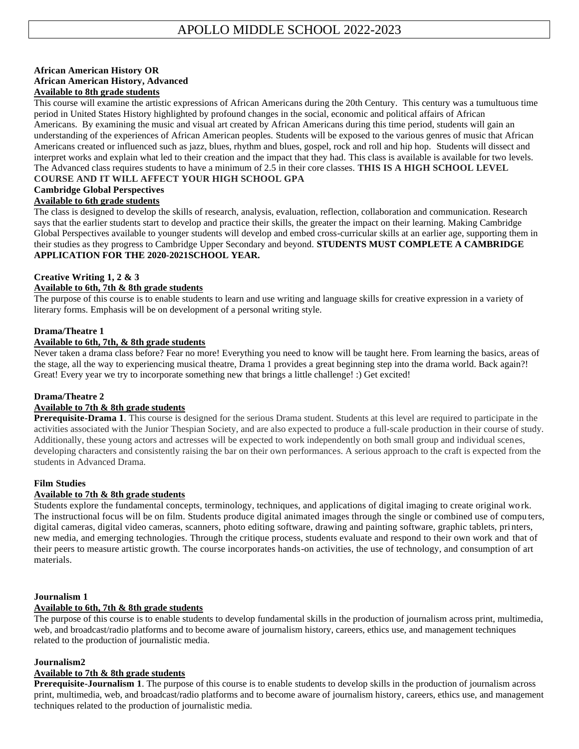# APOLLO MIDDLE SCHOOL 2022-2023

**African American History OR**
**African American History, Advanced**
**Available to 8th grade students**

This course will examine the artistic expressions of African Americans during the 20th Century. This century was a tumultuous time period in United States History highlighted by profound changes in the social, economic and political affairs of African Americans. By examining the music and visual art created by African Americans during this time period, students will gain an understanding of the experiences of African American peoples. Students will be exposed to the various genres of music that African Americans created or influenced such as jazz, blues, rhythm and blues, gospel, rock and roll and hip hop. Students will dissect and interpret works and explain what led to their creation and the impact that they had. This class is available is available for two levels. The Advanced class requires students to have a minimum of 2.5 in their core classes. **THIS IS A HIGH SCHOOL LEVEL COURSE AND IT WILL AFFECT YOUR HIGH SCHOOL GPA**

**Cambridge Global Perspectives**
**Available to 6th grade students**

The class is designed to develop the skills of research, analysis, evaluation, reflection, collaboration and communication. Research says that the earlier students start to develop and practice their skills, the greater the impact on their learning. Making Cambridge Global Perspectives available to younger students will develop and embed cross-curricular skills at an earlier age, supporting them in their studies as they progress to Cambridge Upper Secondary and beyond. **STUDENTS MUST COMPLETE A CAMBRIDGE APPLICATION FOR THE 2020-2021SCHOOL YEAR.**

**Creative Writing 1, 2 & 3**
**Available to 6th, 7th & 8th grade students**

The purpose of this course is to enable students to learn and use writing and language skills for creative expression in a variety of literary forms. Emphasis will be on development of a personal writing style.

**Drama/Theatre 1**
**Available to 6th, 7th, & 8th grade students**

Never taken a drama class before? Fear no more! Everything you need to know will be taught here. From learning the basics, areas of the stage, all the way to experiencing musical theatre, Drama 1 provides a great beginning step into the drama world. Back again?! Great! Every year we try to incorporate something new that brings a little challenge! :) Get excited!

**Drama/Theatre 2**
**Available to 7th & 8th grade students**

**Prerequisite-Drama 1**. This course is designed for the serious Drama student. Students at this level are required to participate in the activities associated with the Junior Thespian Society, and are also expected to produce a full-scale production in their course of study. Additionally, these young actors and actresses will be expected to work independently on both small group and individual scenes, developing characters and consistently raising the bar on their own performances. A serious approach to the craft is expected from the students in Advanced Drama.

**Film Studies**
**Available to 7th & 8th grade students**

Students explore the fundamental concepts, terminology, techniques, and applications of digital imaging to create original work. The instructional focus will be on film. Students produce digital animated images through the single or combined use of computers, digital cameras, digital video cameras, scanners, photo editing software, drawing and painting software, graphic tablets, printers, new media, and emerging technologies. Through the critique process, students evaluate and respond to their own work and that of their peers to measure artistic growth. The course incorporates hands-on activities, the use of technology, and consumption of art materials.

**Journalism 1**
**Available to 6th, 7th & 8th grade students**

The purpose of this course is to enable students to develop fundamental skills in the production of journalism across print, multimedia, web, and broadcast/radio platforms and to become aware of journalism history, careers, ethics use, and management techniques related to the production of journalistic media.

**Journalism2**
**Available to 7th & 8th grade students**

**Prerequisite-Journalism 1**. The purpose of this course is to enable students to develop skills in the production of journalism across print, multimedia, web, and broadcast/radio platforms and to become aware of journalism history, careers, ethics use, and management techniques related to the production of journalistic media.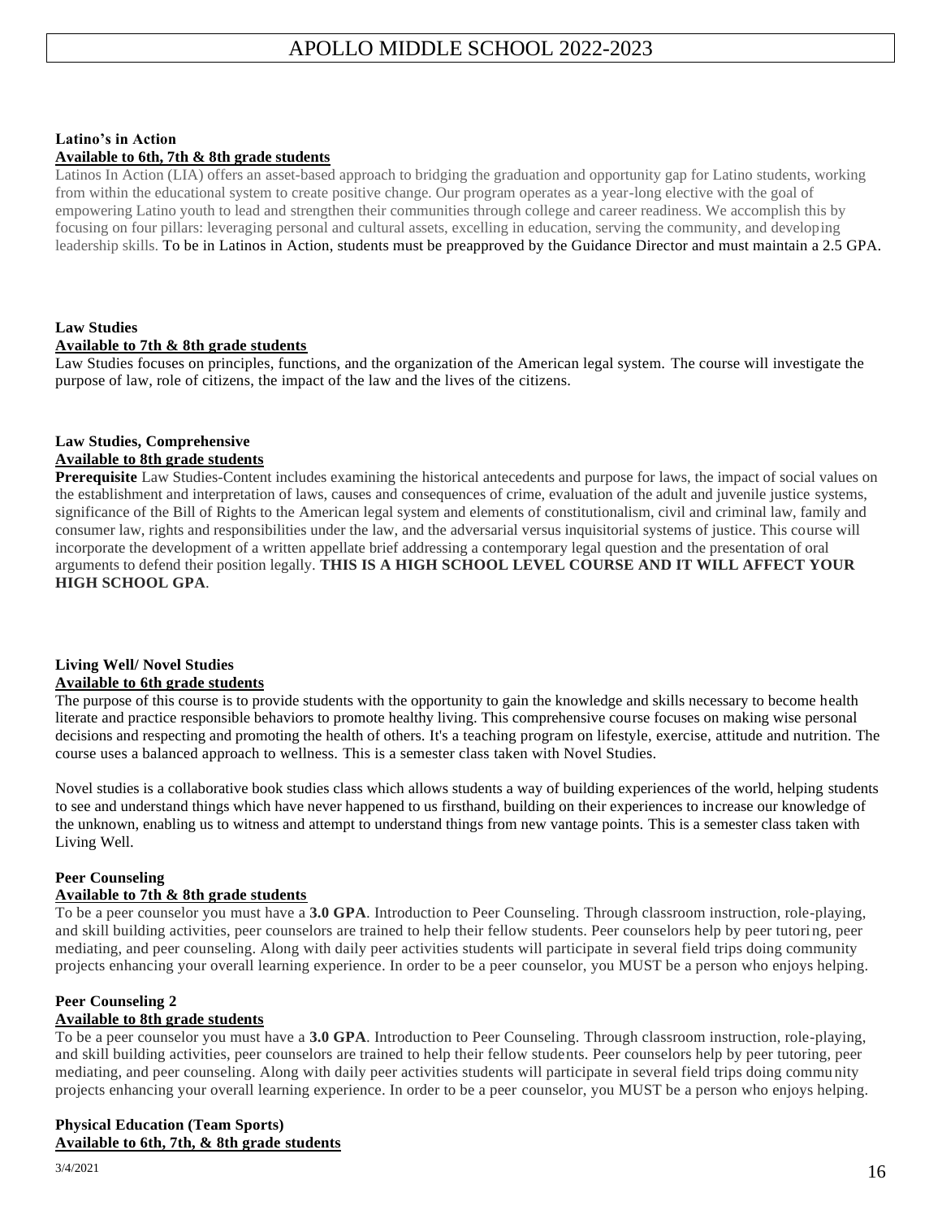**Latino's in Action**

**Available to 6th, 7th & 8th grade students**

Latinos In Action (LIA) offers an asset-based approach to bridging the graduation and opportunity gap for Latino students, working from within the educational system to create positive change. Our program operates as a year-long elective with the goal of empowering Latino youth to lead and strengthen their communities through college and career readiness. We accomplish this by focusing on four pillars: leveraging personal and cultural assets, excelling in education, serving the community, and developing leadership skills. To be in Latinos in Action, students must be preapproved by the Guidance Director and must maintain a 2.5 GPA.

**Law Studies**

**Available to 7th & 8th grade students**

Law Studies focuses on principles, functions, and the organization of the American legal system. The course will investigate the purpose of law, role of citizens, the impact of the law and the lives of the citizens.

**Law Studies, Comprehensive**

**Available to 8th grade students**

**Prerequisite** Law Studies-Content includes examining the historical antecedents and purpose for laws, the impact of social values on the establishment and interpretation of laws, causes and consequences of crime, evaluation of the adult and juvenile justice systems, significance of the Bill of Rights to the American legal system and elements of constitutionalism, civil and criminal law, family and consumer law, rights and responsibilities under the law, and the adversarial versus inquisitorial systems of justice. This course will incorporate the development of a written appellate brief addressing a contemporary legal question and the presentation of oral arguments to defend their position legally. **THIS IS A HIGH SCHOOL LEVEL COURSE AND IT WILL AFFECT YOUR HIGH SCHOOL GPA**.

**Living Well/ Novel Studies**

**Available to 6th grade students**

The purpose of this course is to provide students with the opportunity to gain the knowledge and skills necessary to become health literate and practice responsible behaviors to promote healthy living. This comprehensive course focuses on making wise personal decisions and respecting and promoting the health of others. It's a teaching program on lifestyle, exercise, attitude and nutrition. The course uses a balanced approach to wellness. This is a semester class taken with Novel Studies.

Novel studies is a collaborative book studies class which allows students a way of building experiences of the world, helping students to see and understand things which have never happened to us firsthand, building on their experiences to increase our knowledge of the unknown, enabling us to witness and attempt to understand things from new vantage points. This is a semester class taken with Living Well.

**Peer Counseling**

**Available to 7th & 8th grade students**

To be a peer counselor you must have a **3.0 GPA**. Introduction to Peer Counseling. Through classroom instruction, role-playing, and skill building activities, peer counselors are trained to help their fellow students. Peer counselors help by peer tutoring, peer mediating, and peer counseling. Along with daily peer activities students will participate in several field trips doing community projects enhancing your overall learning experience. In order to be a peer counselor, you MUST be a person who enjoys helping.

**Peer Counseling 2**

**Available to 8th grade students**

To be a peer counselor you must have a **3.0 GPA**. Introduction to Peer Counseling. Through classroom instruction, role-playing, and skill building activities, peer counselors are trained to help their fellow students. Peer counselors help by peer tutoring, peer mediating, and peer counseling. Along with daily peer activities students will participate in several field trips doing community projects enhancing your overall learning experience. In order to be a peer counselor, you MUST be a person who enjoys helping.

**Physical Education (Team Sports)**

**Available to 6th, 7th, & 8th grade students**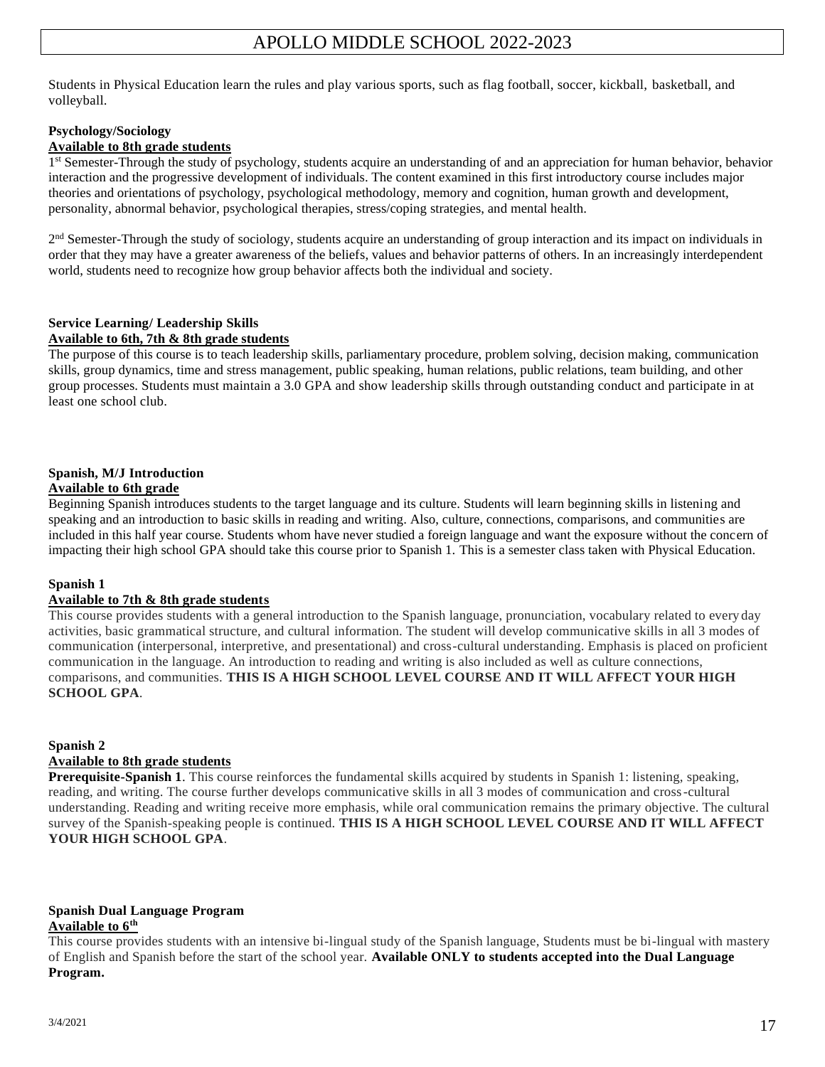Students in Physical Education learn the rules and play various sports, such as flag football, soccer, kickball, basketball, and volleyball.

**Psychology/Sociology**
**Available to 8th grade students**

1st Semester-Through the study of psychology, students acquire an understanding of and an appreciation for human behavior, behavior interaction and the progressive development of individuals. The content examined in this first introductory course includes major theories and orientations of psychology, psychological methodology, memory and cognition, human growth and development, personality, abnormal behavior, psychological therapies, stress/coping strategies, and mental health.

2nd Semester-Through the study of sociology, students acquire an understanding of group interaction and its impact on individuals in order that they may have a greater awareness of the beliefs, values and behavior patterns of others. In an increasingly interdependent world, students need to recognize how group behavior affects both the individual and society.

**Service Learning/ Leadership Skills**
**Available to 6th, 7th & 8th grade students**

The purpose of this course is to teach leadership skills, parliamentary procedure, problem solving, decision making, communication skills, group dynamics, time and stress management, public speaking, human relations, public relations, team building, and other group processes. Students must maintain a 3.0 GPA and show leadership skills through outstanding conduct and participate in at least one school club.

**Spanish, M/J Introduction**
**Available to 6th grade**

Beginning Spanish introduces students to the target language and its culture. Students will learn beginning skills in listening and speaking and an introduction to basic skills in reading and writing. Also, culture, connections, comparisons, and communities are included in this half year course. Students whom have never studied a foreign language and want the exposure without the concern of impacting their high school GPA should take this course prior to Spanish 1. This is a semester class taken with Physical Education.

**Spanish 1**
**Available to 7th & 8th grade students**

This course provides students with a general introduction to the Spanish language, pronunciation, vocabulary related to every day activities, basic grammatical structure, and cultural information. The student will develop communicative skills in all 3 modes of communication (interpersonal, interpretive, and presentational) and cross-cultural understanding. Emphasis is placed on proficient communication in the language. An introduction to reading and writing is also included as well as culture connections, comparisons, and communities. **THIS IS A HIGH SCHOOL LEVEL COURSE AND IT WILL AFFECT YOUR HIGH SCHOOL GPA**.

**Spanish 2**
**Available to 8th grade students**

**Prerequisite-Spanish 1**. This course reinforces the fundamental skills acquired by students in Spanish 1: listening, speaking, reading, and writing. The course further develops communicative skills in all 3 modes of communication and cross-cultural understanding. Reading and writing receive more emphasis, while oral communication remains the primary objective. The cultural survey of the Spanish-speaking people is continued. **THIS IS A HIGH SCHOOL LEVEL COURSE AND IT WILL AFFECT YOUR HIGH SCHOOL GPA**.

**Spanish Dual Language Program**
**Available to 6th**

This course provides students with an intensive bi-lingual study of the Spanish language, Students must be bi-lingual with mastery of English and Spanish before the start of the school year. **Available ONLY to students accepted into the Dual Language Program.**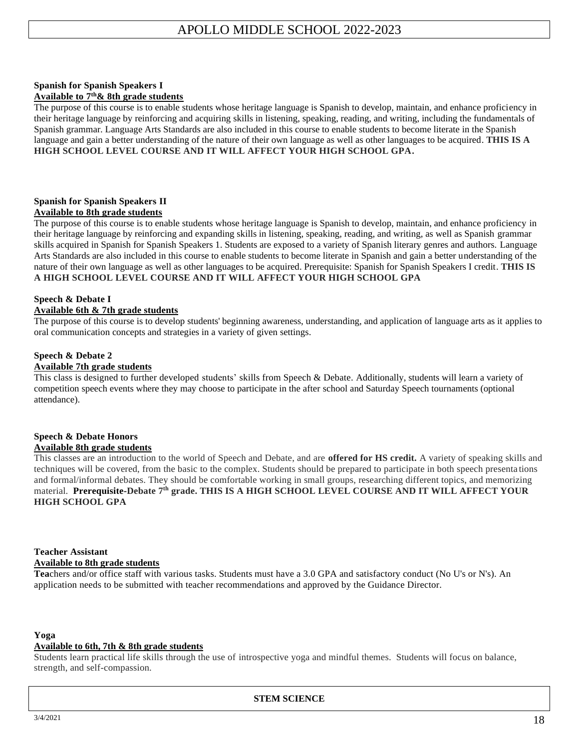**Spanish for Spanish Speakers I**
**Available to 7th & 8th grade students**

The purpose of this course is to enable students whose heritage language is Spanish to develop, maintain, and enhance proficiency in their heritage language by reinforcing and acquiring skills in listening, speaking, reading, and writing, including the fundamentals of Spanish grammar. Language Arts Standards are also included in this course to enable students to become literate in the Spanish language and gain a better understanding of the nature of their own language as well as other languages to be acquired. **THIS IS A HIGH SCHOOL LEVEL COURSE AND IT WILL AFFECT YOUR HIGH SCHOOL GPA.**

**Spanish for Spanish Speakers II**
**Available to 8th grade students**

The purpose of this course is to enable students whose heritage language is Spanish to develop, maintain, and enhance proficiency in their heritage language by reinforcing and expanding skills in listening, speaking, reading, and writing, as well as Spanish grammar skills acquired in Spanish for Spanish Speakers 1. Students are exposed to a variety of Spanish literary genres and authors. Language Arts Standards are also included in this course to enable students to become literate in Spanish and gain a better understanding of the nature of their own language as well as other languages to be acquired. Prerequisite: Spanish for Spanish Speakers I credit. **THIS IS A HIGH SCHOOL LEVEL COURSE AND IT WILL AFFECT YOUR HIGH SCHOOL GPA**

**Speech & Debate I**
**Available 6th & 7th grade students**

The purpose of this course is to develop students' beginning awareness, understanding, and application of language arts as it applies to oral communication concepts and strategies in a variety of given settings.

**Speech & Debate 2**
**Available 7th grade students**

This class is designed to further developed students' skills from Speech & Debate. Additionally, students will learn a variety of competition speech events where they may choose to participate in the after school and Saturday Speech tournaments (optional attendance).

**Speech & Debate Honors**
**Available 8th grade students**

This classes are an introduction to the world of Speech and Debate, and are **offered for HS credit.** A variety of speaking skills and techniques will be covered, from the basic to the complex. Students should be prepared to participate in both speech presentations and formal/informal debates. They should be comfortable working in small groups, researching different topics, and memorizing material. **Prerequisite-Debate 7th grade. THIS IS A HIGH SCHOOL LEVEL COURSE AND IT WILL AFFECT YOUR HIGH SCHOOL GPA**

**Teacher Assistant**
**Available to 8th grade students**

**Tea**chers and/or office staff with various tasks. Students must have a 3.0 GPA and satisfactory conduct (No U's or N's). An application needs to be submitted with teacher recommendations and approved by the Guidance Director.

**Yoga**
**Available to 6th, 7th & 8th grade students**

Students learn practical life skills through the use of introspective yoga and mindful themes. Students will focus on balance, strength, and self-compassion.

**STEM SCIENCE**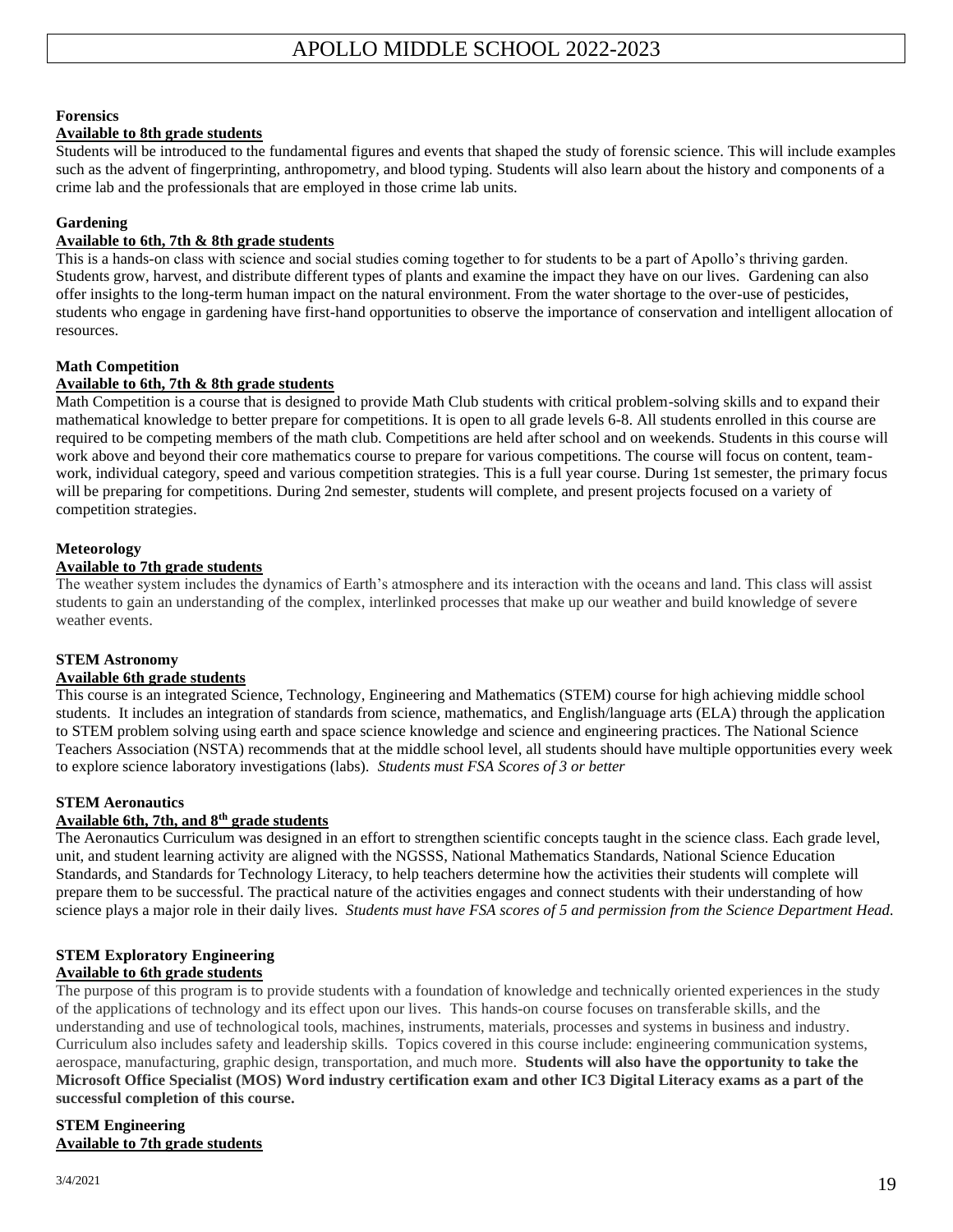**Forensics**

**Available to 8th grade students**

Students will be introduced to the fundamental figures and events that shaped the study of forensic science. This will include examples such as the advent of fingerprinting, anthropometry, and blood typing. Students will also learn about the history and components of a crime lab and the professionals that are employed in those crime lab units.

**Gardening**

**Available to 6th, 7th & 8th grade students**

This is a hands-on class with science and social studies coming together to for students to be a part of Apollo's thriving garden. Students grow, harvest, and distribute different types of plants and examine the impact they have on our lives. Gardening can also offer insights to the long-term human impact on the natural environment. From the water shortage to the over-use of pesticides, students who engage in gardening have first-hand opportunities to observe the importance of conservation and intelligent allocation of resources.

**Math Competition**

**Available to 6th, 7th & 8th grade students**

Math Competition is a course that is designed to provide Math Club students with critical problem-solving skills and to expand their mathematical knowledge to better prepare for competitions. It is open to all grade levels 6-8. All students enrolled in this course are required to be competing members of the math club. Competitions are held after school and on weekends. Students in this course will work above and beyond their core mathematics course to prepare for various competitions. The course will focus on content, team-work, individual category, speed and various competition strategies. This is a full year course. During 1st semester, the primary focus will be preparing for competitions. During 2nd semester, students will complete, and present projects focused on a variety of competition strategies.

**Meteorology**

**Available to 7th grade students**

The weather system includes the dynamics of Earth's atmosphere and its interaction with the oceans and land. This class will assist students to gain an understanding of the complex, interlinked processes that make up our weather and build knowledge of severe weather events.

**STEM Astronomy**

**Available 6th grade students**

This course is an integrated Science, Technology, Engineering and Mathematics (STEM) course for high achieving middle school students. It includes an integration of standards from science, mathematics, and English/language arts (ELA) through the application to STEM problem solving using earth and space science knowledge and science and engineering practices. The National Science Teachers Association (NSTA) recommends that at the middle school level, all students should have multiple opportunities every week to explore science laboratory investigations (labs). *Students must FSA Scores of 3 or better*

**STEM Aeronautics**

**Available 6th, 7th, and 8th grade students**

The Aeronautics Curriculum was designed in an effort to strengthen scientific concepts taught in the science class. Each grade level, unit, and student learning activity are aligned with the NGSSS, National Mathematics Standards, National Science Education Standards, and Standards for Technology Literacy, to help teachers determine how the activities their students will complete will prepare them to be successful. The practical nature of the activities engages and connect students with their understanding of how science plays a major role in their daily lives. *Students must have FSA scores of 5 and permission from the Science Department Head.*

**STEM Exploratory Engineering**

**Available to 6th grade students**

The purpose of this program is to provide students with a foundation of knowledge and technically oriented experiences in the study of the applications of technology and its effect upon our lives. This hands-on course focuses on transferable skills, and the understanding and use of technological tools, machines, instruments, materials, processes and systems in business and industry. Curriculum also includes safety and leadership skills. Topics covered in this course include: engineering communication systems, aerospace, manufacturing, graphic design, transportation, and much more. **Students will also have the opportunity to take the Microsoft Office Specialist (MOS) Word industry certification exam and other IC3 Digital Literacy exams as a part of the successful completion of this course.**

**STEM Engineering**

**Available to 7th grade students**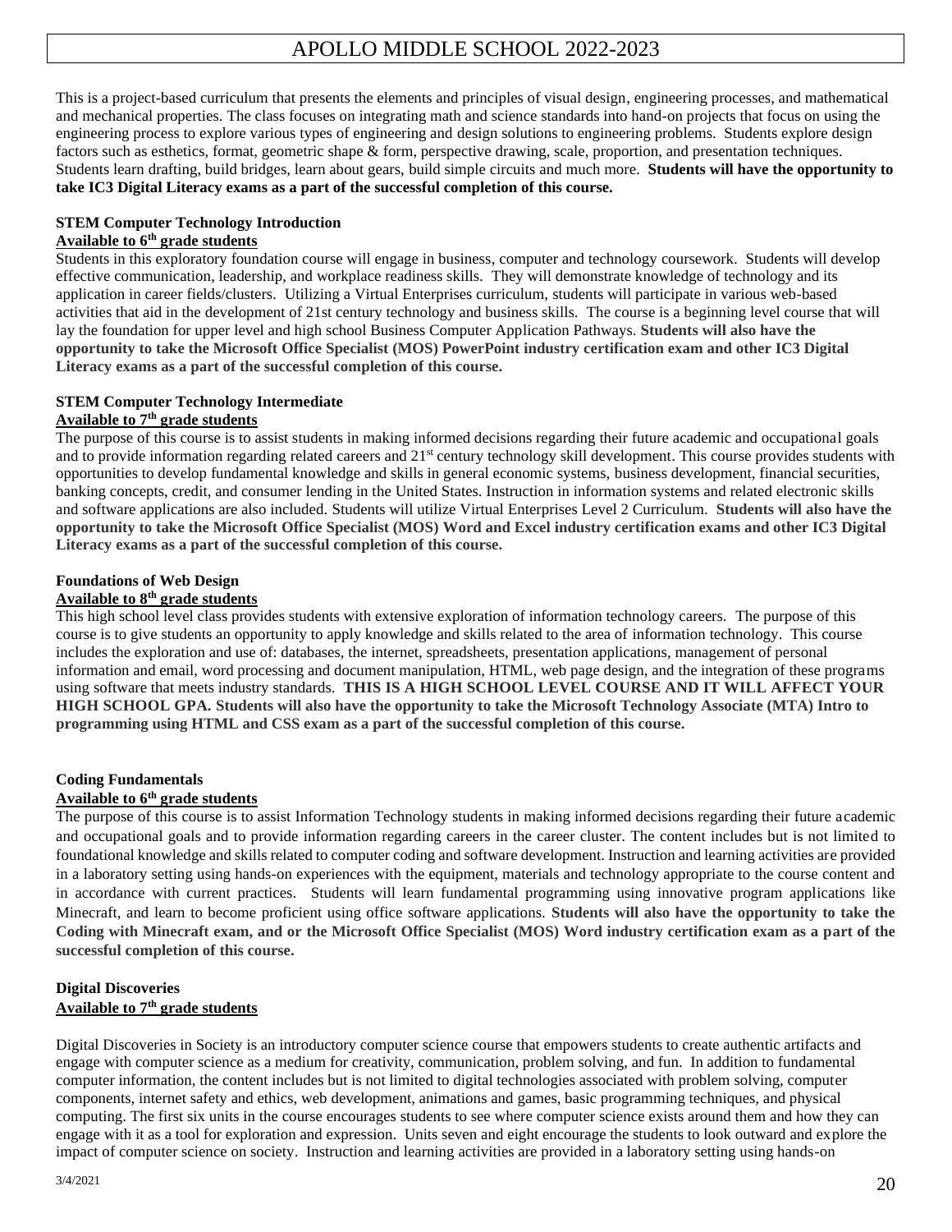This is a project-based curriculum that presents the elements and principles of visual design, engineering processes, and mathematical and mechanical properties. The class focuses on integrating math and science standards into hand-on projects that focus on using the engineering process to explore various types of engineering and design solutions to engineering problems. Students explore design factors such as esthetics, format, geometric shape & form, perspective drawing, scale, proportion, and presentation techniques. Students learn drafting, build bridges, learn about gears, build simple circuits and much more. **Students will have the opportunity to take IC3 Digital Literacy exams as a part of the successful completion of this course.**

**STEM Computer Technology Introduction**
**Available to 6th grade students**

Students in this exploratory foundation course will engage in business, computer and technology coursework. Students will develop effective communication, leadership, and workplace readiness skills. They will demonstrate knowledge of technology and its application in career fields/clusters. Utilizing a Virtual Enterprises curriculum, students will participate in various web-based activities that aid in the development of 21st century technology and business skills. The course is a beginning level course that will lay the foundation for upper level and high school Business Computer Application Pathways. **Students will also have the opportunity to take the Microsoft Office Specialist (MOS) PowerPoint industry certification exam and other IC3 Digital Literacy exams as a part of the successful completion of this course.**

**STEM Computer Technology Intermediate**
**Available to 7th grade students**

The purpose of this course is to assist students in making informed decisions regarding their future academic and occupational goals and to provide information regarding related careers and 21st century technology skill development. This course provides students with opportunities to develop fundamental knowledge and skills in general economic systems, business development, financial securities, banking concepts, credit, and consumer lending in the United States. Instruction in information systems and related electronic skills and software applications are also included. Students will utilize Virtual Enterprises Level 2 Curriculum. **Students will also have the opportunity to take the Microsoft Office Specialist (MOS) Word and Excel industry certification exams and other IC3 Digital Literacy exams as a part of the successful completion of this course.**

**Foundations of Web Design**
**Available to 8th grade students**

This high school level class provides students with extensive exploration of information technology careers. The purpose of this course is to give students an opportunity to apply knowledge and skills related to the area of information technology. This course includes the exploration and use of: databases, the internet, spreadsheets, presentation applications, management of personal information and email, word processing and document manipulation, HTML, web page design, and the integration of these programs using software that meets industry standards. **THIS IS A HIGH SCHOOL LEVEL COURSE AND IT WILL AFFECT YOUR HIGH SCHOOL GPA. Students will also have the opportunity to take the Microsoft Technology Associate (MTA) Intro to programming using HTML and CSS exam as a part of the successful completion of this course.**

**Coding Fundamentals**
**Available to 6th grade students**

The purpose of this course is to assist Information Technology students in making informed decisions regarding their future academic and occupational goals and to provide information regarding careers in the career cluster. The content includes but is not limited to foundational knowledge and skills related to computer coding and software development. Instruction and learning activities are provided in a laboratory setting using hands-on experiences with the equipment, materials and technology appropriate to the course content and in accordance with current practices. Students will learn fundamental programming using innovative program applications like Minecraft, and learn to become proficient using office software applications. **Students will also have the opportunity to take the Coding with Minecraft exam, and or the Microsoft Office Specialist (MOS) Word industry certification exam as a part of the successful completion of this course.**

**Digital Discoveries**
**Available to 7th grade students**

Digital Discoveries in Society is an introductory computer science course that empowers students to create authentic artifacts and engage with computer science as a medium for creativity, communication, problem solving, and fun. In addition to fundamental computer information, the content includes but is not limited to digital technologies associated with problem solving, computer components, internet safety and ethics, web development, animations and games, basic programming techniques, and physical computing. The first six units in the course encourages students to see where computer science exists around them and how they can engage with it as a tool for exploration and expression. Units seven and eight encourage the students to look outward and explore the impact of computer science on society. Instruction and learning activities are provided in a laboratory setting using hands-on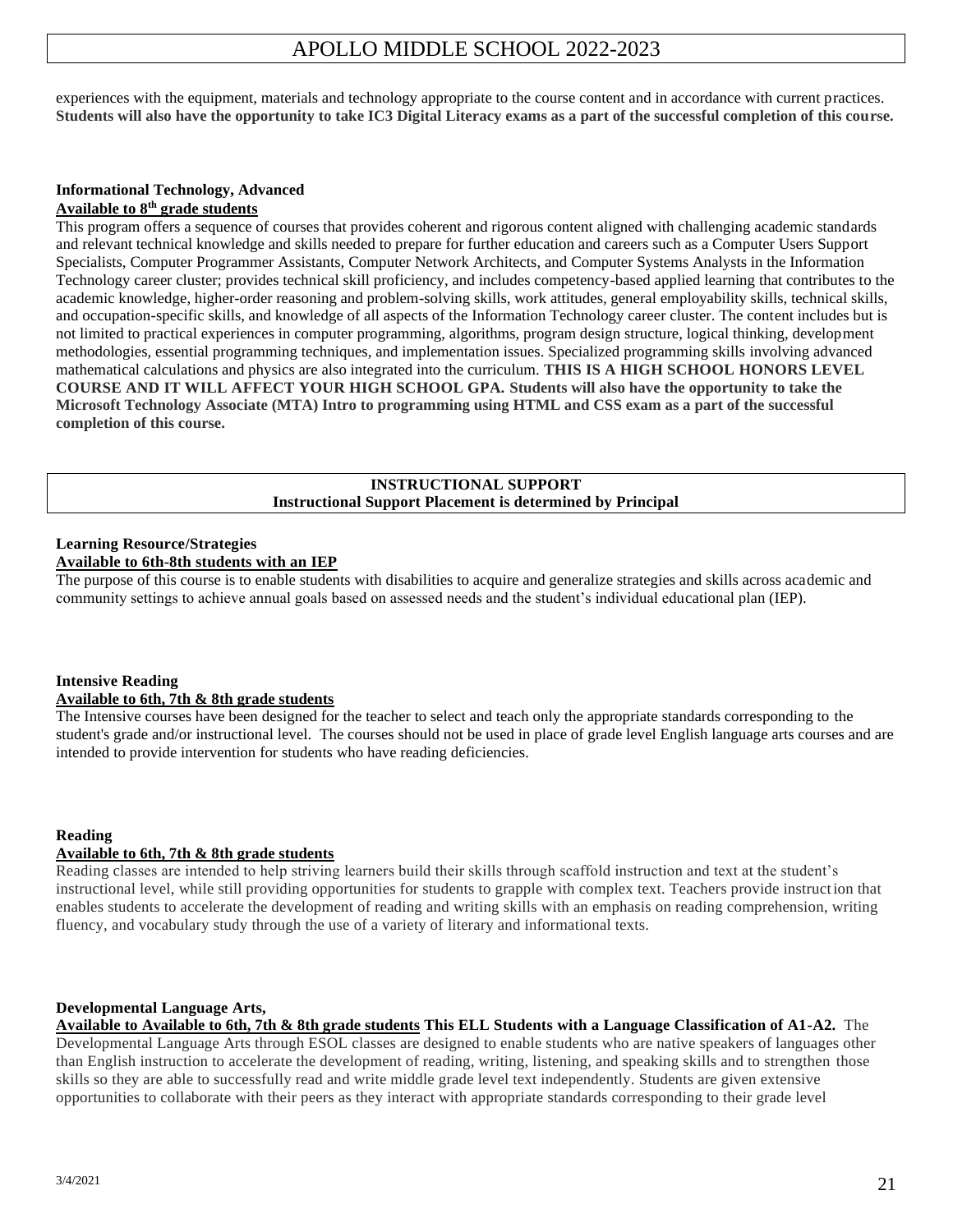experiences with the equipment, materials and technology appropriate to the course content and in accordance with current practices. **Students will also have the opportunity to take IC3 Digital Literacy exams as a part of the successful completion of this course.**

**Informational Technology, Advanced**
**Available to 8th grade students**

This program offers a sequence of courses that provides coherent and rigorous content aligned with challenging academic standards and relevant technical knowledge and skills needed to prepare for further education and careers such as a Computer Users Support Specialists, Computer Programmer Assistants, Computer Network Architects, and Computer Systems Analysts in the Information Technology career cluster; provides technical skill proficiency, and includes competency-based applied learning that contributes to the academic knowledge, higher-order reasoning and problem-solving skills, work attitudes, general employability skills, technical skills, and occupation-specific skills, and knowledge of all aspects of the Information Technology career cluster. The content includes but is not limited to practical experiences in computer programming, algorithms, program design structure, logical thinking, development methodologies, essential programming techniques, and implementation issues. Specialized programming skills involving advanced mathematical calculations and physics are also integrated into the curriculum. **THIS IS A HIGH SCHOOL HONORS LEVEL COURSE AND IT WILL AFFECT YOUR HIGH SCHOOL GPA. Students will also have the opportunity to take the Microsoft Technology Associate (MTA) Intro to programming using HTML and CSS exam as a part of the successful completion of this course.**

## INSTRUCTIONAL SUPPORT
**Instructional Support Placement is determined by Principal**

**Learning Resource/Strategies**
**Available to 6th-8th students with an IEP**

The purpose of this course is to enable students with disabilities to acquire and generalize strategies and skills across academic and community settings to achieve annual goals based on assessed needs and the student's individual educational plan (IEP).

**Intensive Reading**
**Available to 6th, 7th & 8th grade students**

The Intensive courses have been designed for the teacher to select and teach only the appropriate standards corresponding to the student's grade and/or instructional level. The courses should not be used in place of grade level English language arts courses and are intended to provide intervention for students who have reading deficiencies.

**Reading**
**Available to 6th, 7th & 8th grade students**

Reading classes are intended to help striving learners build their skills through scaffold instruction and text at the student's instructional level, while still providing opportunities for students to grapple with complex text. Teachers provide instruction that enables students to accelerate the development of reading and writing skills with an emphasis on reading comprehension, writing fluency, and vocabulary study through the use of a variety of literary and informational texts.

**Developmental Language Arts,**
**Available to Available to 6th, 7th & 8th grade students This ELL Students with a Language Classification of A1-A2.** The Developmental Language Arts through ESOL classes are designed to enable students who are native speakers of languages other than English instruction to accelerate the development of reading, writing, listening, and speaking skills and to strengthen those skills so they are able to successfully read and write middle grade level text independently. Students are given extensive opportunities to collaborate with their peers as they interact with appropriate standards corresponding to their grade level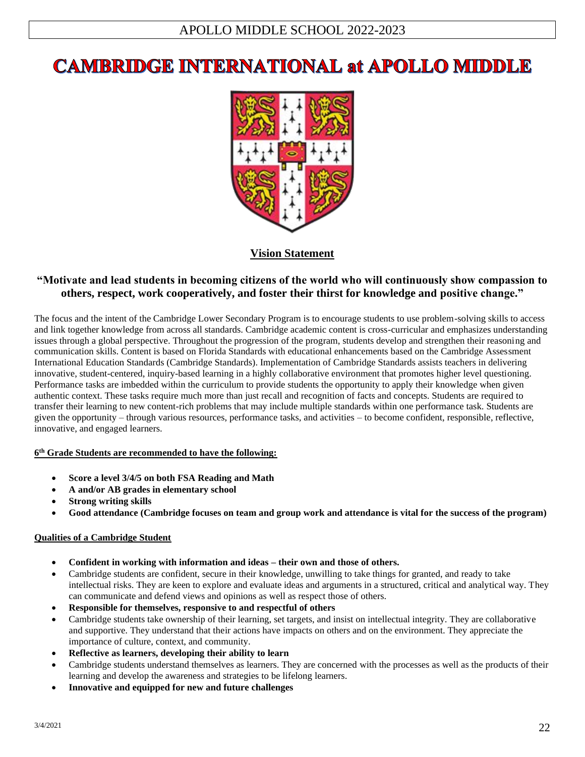# CAMBRIDGE INTERNATIONAL at APOLLO MIDDLE

## Vision Statement

**"Motivate and lead students in becoming citizens of the world who will continuously show compassion to others, respect, work cooperatively, and foster their thirst for knowledge and positive change."**

The focus and the intent of the Cambridge Lower Secondary Program is to encourage students to use problem-solving skills to access and link together knowledge from across all standards. Cambridge academic content is cross-curricular and emphasizes understanding issues through a global perspective. Throughout the progression of the program, students develop and strengthen their reasoning and communication skills. Content is based on Florida Standards with educational enhancements based on the Cambridge Assessment International Education Standards (Cambridge Standards). Implementation of Cambridge Standards assists teachers in delivering innovative, student-centered, inquiry-based learning in a highly collaborative environment that promotes higher level questioning. Performance tasks are imbedded within the curriculum to provide students the opportunity to apply their knowledge when given authentic context. These tasks require much more than just recall and recognition of facts and concepts. Students are required to transfer their learning to new content-rich problems that may include multiple standards within one performance task. Students are given the opportunity – through various resources, performance tasks, and activities – to become confident, responsible, reflective, innovative, and engaged learners.

**6th Grade Students are recommended to have the following:**

- **Score a level 3/4/5 on both FSA Reading and Math**
- **A and/or AB grades in elementary school**
- **Strong writing skills**
- **Good attendance (Cambridge focuses on team and group work and attendance is vital for the success of the program)**

**Qualities of a Cambridge Student**

- **Confident in working with information and ideas – their own and those of others.**
- Cambridge students are confident, secure in their knowledge, unwilling to take things for granted, and ready to take intellectual risks. They are keen to explore and evaluate ideas and arguments in a structured, critical and analytical way. They can communicate and defend views and opinions as well as respect those of others.
- **Responsible for themselves, responsive to and respectful of others**
- Cambridge students take ownership of their learning, set targets, and insist on intellectual integrity. They are collaborative and supportive. They understand that their actions have impacts on others and on the environment. They appreciate the importance of culture, context, and community.
- **Reflective as learners, developing their ability to learn**
- Cambridge students understand themselves as learners. They are concerned with the processes as well as the products of their learning and develop the awareness and strategies to be lifelong learners.
- **Innovative and equipped for new and future challenges**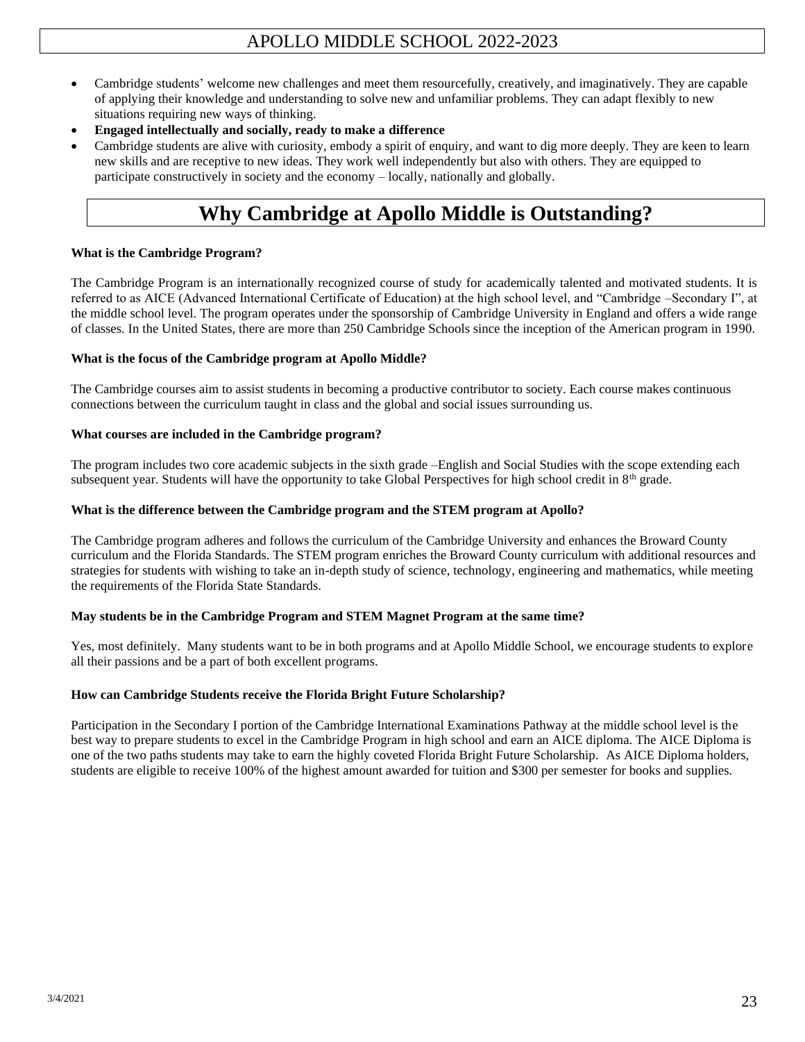- Cambridge students' welcome new challenges and meet them resourcefully, creatively, and imaginatively. They are capable of applying their knowledge and understanding to solve new and unfamiliar problems. They can adapt flexibly to new situations requiring new ways of thinking.
- **Engaged intellectually and socially, ready to make a difference**
- Cambridge students are alive with curiosity, embody a spirit of enquiry, and want to dig more deeply. They are keen to learn new skills and are receptive to new ideas. They work well independently but also with others. They are equipped to participate constructively in society and the economy – locally, nationally and globally.

# Why Cambridge at Apollo Middle is Outstanding?

**What is the Cambridge Program?**

The Cambridge Program is an internationally recognized course of study for academically talented and motivated students. It is referred to as AICE (Advanced International Certificate of Education) at the high school level, and "Cambridge –Secondary I", at the middle school level. The program operates under the sponsorship of Cambridge University in England and offers a wide range of classes. In the United States, there are more than 250 Cambridge Schools since the inception of the American program in 1990.

**What is the focus of the Cambridge program at Apollo Middle?**

The Cambridge courses aim to assist students in becoming a productive contributor to society. Each course makes continuous connections between the curriculum taught in class and the global and social issues surrounding us.

**What courses are included in the Cambridge program?**

The program includes two core academic subjects in the sixth grade –English and Social Studies with the scope extending each subsequent year. Students will have the opportunity to take Global Perspectives for high school credit in 8th grade.

**What is the difference between the Cambridge program and the STEM program at Apollo?**

The Cambridge program adheres and follows the curriculum of the Cambridge University and enhances the Broward County curriculum and the Florida Standards. The STEM program enriches the Broward County curriculum with additional resources and strategies for students with wishing to take an in-depth study of science, technology, engineering and mathematics, while meeting the requirements of the Florida State Standards.

**May students be in the Cambridge Program and STEM Magnet Program at the same time?**

Yes, most definitely. Many students want to be in both programs and at Apollo Middle School, we encourage students to explore all their passions and be a part of both excellent programs.

**How can Cambridge Students receive the Florida Bright Future Scholarship?**

Participation in the Secondary I portion of the Cambridge International Examinations Pathway at the middle school level is the best way to prepare students to excel in the Cambridge Program in high school and earn an AICE diploma. The AICE Diploma is one of the two paths students may take to earn the highly coveted Florida Bright Future Scholarship. As AICE Diploma holders, students are eligible to receive 100% of the highest amount awarded for tuition and $300 per semester for books and supplies.